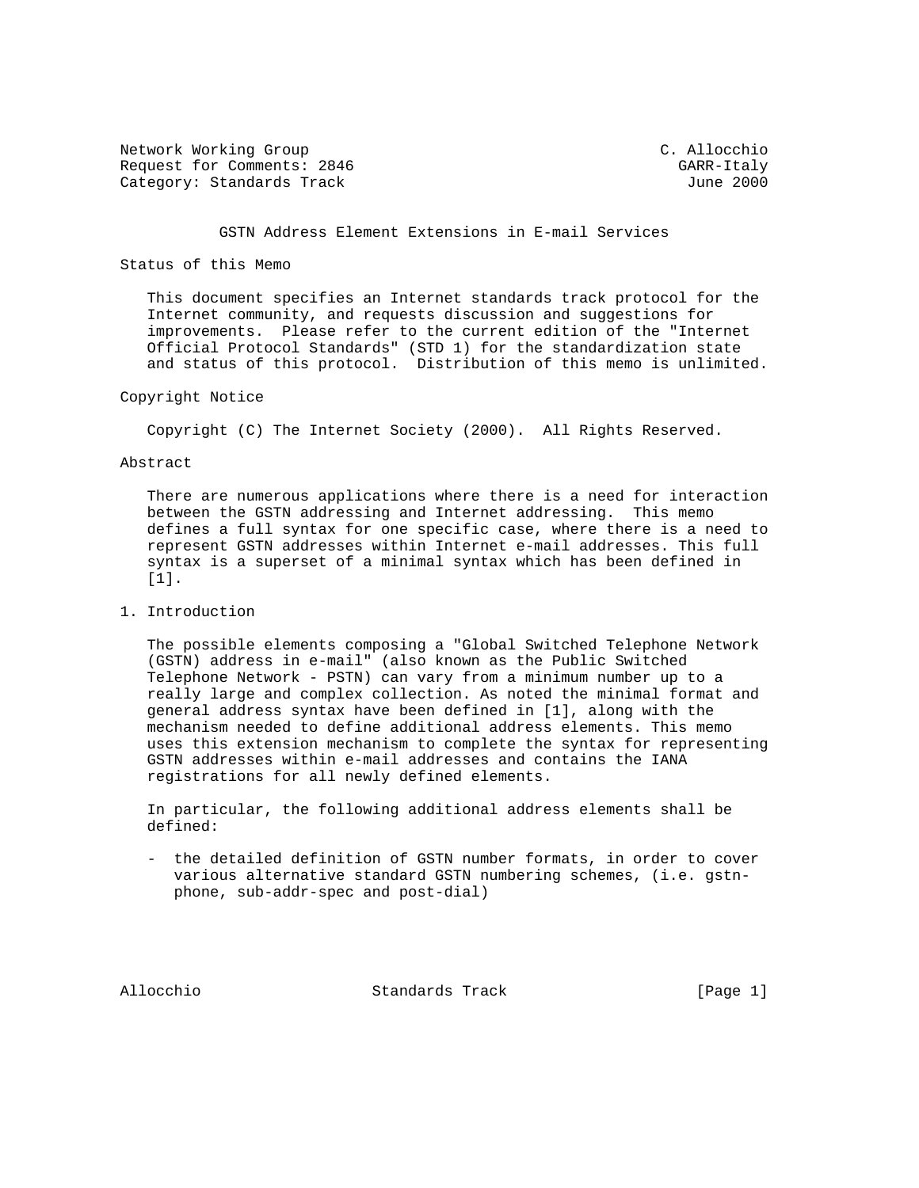Network Working Group C. Allocchio
Request for Comments: 2846 GARR-Italy
Category: Standards Track June 2000

# GSTN Address Element Extensions in E-mail Services

## Status of this Memo

This document specifies an Internet standards track protocol for the Internet community, and requests discussion and suggestions for improvements. Please refer to the current edition of the "Internet Official Protocol Standards" (STD 1) for the standardization state and status of this protocol. Distribution of this memo is unlimited.

## Copyright Notice

Copyright (C) The Internet Society (2000). All Rights Reserved.

## Abstract

There are numerous applications where there is a need for interaction between the GSTN addressing and Internet addressing. This memo defines a full syntax for one specific case, where there is a need to represent GSTN addresses within Internet e-mail addresses. This full syntax is a superset of a minimal syntax which has been defined in [1].

## 1. Introduction

The possible elements composing a "Global Switched Telephone Network (GSTN) address in e-mail" (also known as the Public Switched Telephone Network - PSTN) can vary from a minimum number up to a really large and complex collection. As noted the minimal format and general address syntax have been defined in [1], along with the mechanism needed to define additional address elements. This memo uses this extension mechanism to complete the syntax for representing GSTN addresses within e-mail addresses and contains the IANA registrations for all newly defined elements.

In particular, the following additional address elements shall be defined:

- the detailed definition of GSTN number formats, in order to cover various alternative standard GSTN numbering schemes, (i.e. gstn-phone, sub-addr-spec and post-dial)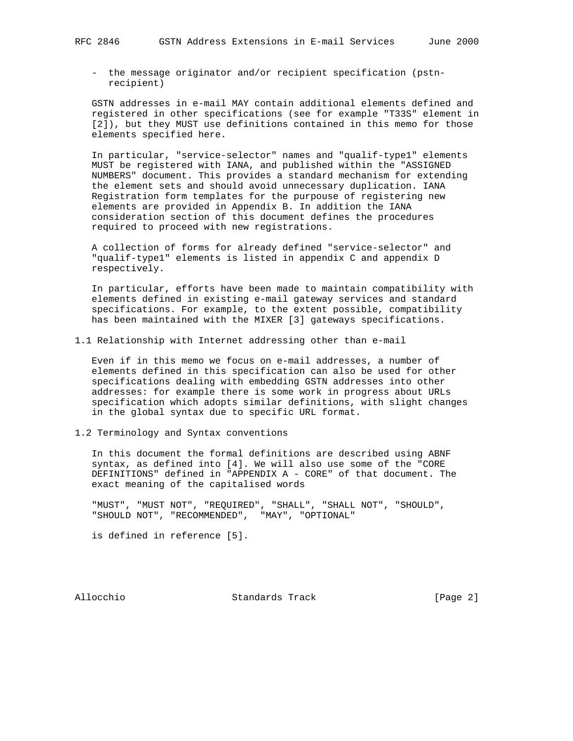- the message originator and/or recipient specification (pstn-recipient)

GSTN addresses in e-mail MAY contain additional elements defined and registered in other specifications (see for example "T33S" element in [2]), but they MUST use definitions contained in this memo for those elements specified here.

In particular, "service-selector" names and "qualif-type1" elements MUST be registered with IANA, and published within the "ASSIGNED NUMBERS" document. This provides a standard mechanism for extending the element sets and should avoid unnecessary duplication. IANA Registration form templates for the purpouse of registering new elements are provided in Appendix B. In addition the IANA consideration section of this document defines the procedures required to proceed with new registrations.

A collection of forms for already defined "service-selector" and "qualif-type1" elements is listed in appendix C and appendix D respectively.

In particular, efforts have been made to maintain compatibility with elements defined in existing e-mail gateway services and standard specifications. For example, to the extent possible, compatibility has been maintained with the MIXER [3] gateways specifications.

## 1.1 Relationship with Internet addressing other than e-mail

Even if in this memo we focus on e-mail addresses, a number of elements defined in this specification can also be used for other specifications dealing with embedding GSTN addresses into other addresses: for example there is some work in progress about URLs specification which adopts similar definitions, with slight changes in the global syntax due to specific URL format.

## 1.2 Terminology and Syntax conventions

In this document the formal definitions are described using ABNF syntax, as defined into [4]. We will also use some of the "CORE DEFINITIONS" defined in "APPENDIX A - CORE" of that document. The exact meaning of the capitalised words

"MUST", "MUST NOT", "REQUIRED", "SHALL", "SHALL NOT", "SHOULD", "SHOULD NOT", "RECOMMENDED", "MAY", "OPTIONAL"

is defined in reference [5].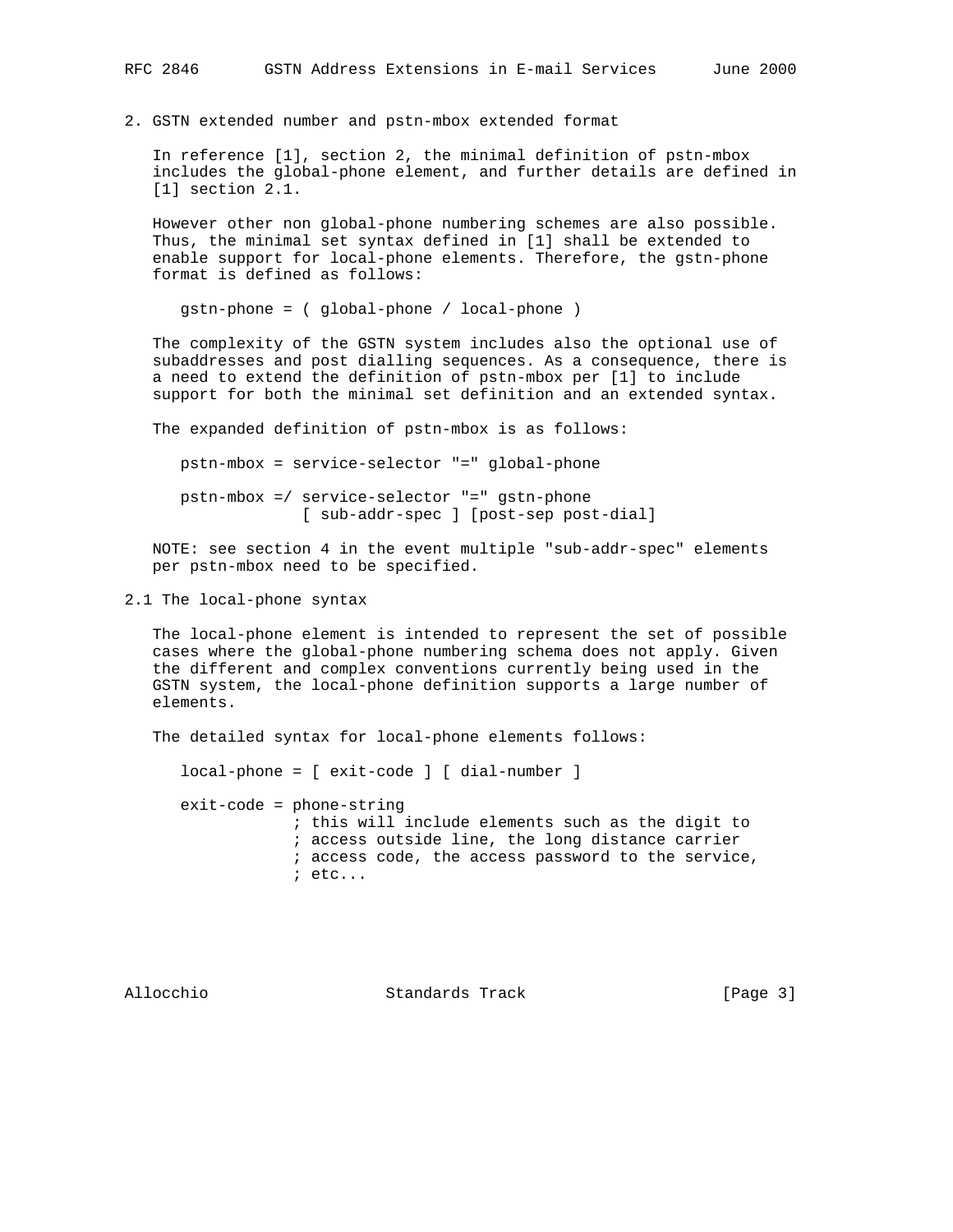## 2. GSTN extended number and pstn-mbox extended format

In reference [1], section 2, the minimal definition of pstn-mbox includes the global-phone element, and further details are defined in [1] section 2.1.

However other non global-phone numbering schemes are also possible. Thus, the minimal set syntax defined in [1] shall be extended to enable support for local-phone elements. Therefore, the gstn-phone format is defined as follows:

```
gstn-phone = ( global-phone / local-phone )
```

The complexity of the GSTN system includes also the optional use of subaddresses and post dialling sequences. As a consequence, there is a need to extend the definition of pstn-mbox per [1] to include support for both the minimal set definition and an extended syntax.

The expanded definition of pstn-mbox is as follows:

```
pstn-mbox = service-selector "=" global-phone

pstn-mbox =/ service-selector "=" gstn-phone
             [ sub-addr-spec ] [post-sep post-dial]
```

NOTE: see section 4 in the event multiple "sub-addr-spec" elements per pstn-mbox need to be specified.

### 2.1 The local-phone syntax

The local-phone element is intended to represent the set of possible cases where the global-phone numbering schema does not apply. Given the different and complex conventions currently being used in the GSTN system, the local-phone definition supports a large number of elements.

The detailed syntax for local-phone elements follows:

```
local-phone = [ exit-code ] [ dial-number ]

exit-code = phone-string
            ; this will include elements such as the digit to
            ; access outside line, the long distance carrier
            ; access code, the access password to the service,
            ; etc...
```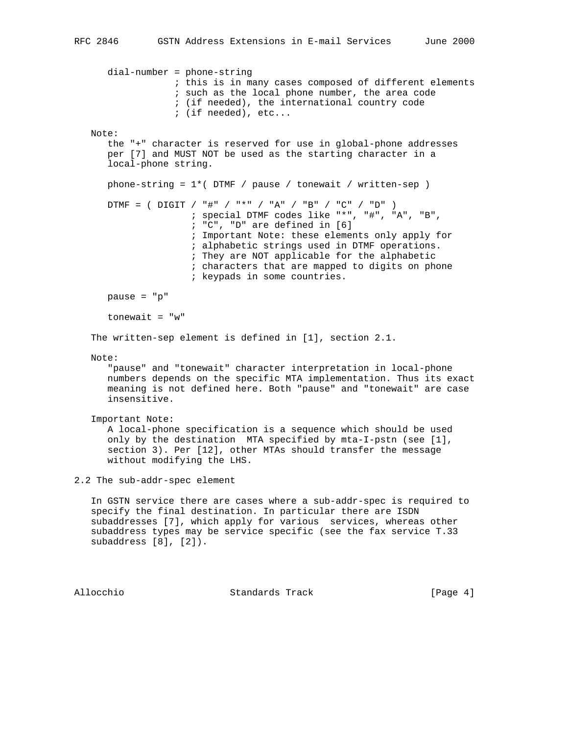```
dial-number = phone-string
              ; this is in many cases composed of different elements
              ; such as the local phone number, the area code
              ; (if needed), the international country code
              ; (if needed), etc...
```

Note:
the "+" character is reserved for use in global-phone addresses per [7] and MUST NOT be used as the starting character in a local-phone string.

```
phone-string = 1*( DTMF / pause / tonewait / written-sep )

DTMF = ( DIGIT / "#" / "*" / "A" / "B" / "C" / "D" )
               ; special DTMF codes like "*", "#", "A", "B",
               ; "C", "D" are defined in [6]
               ; Important Note: these elements only apply for
               ; alphabetic strings used in DTMF operations.
               ; They are NOT applicable for the alphabetic
               ; characters that are mapped to digits on phone
               ; keypads in some countries.

pause = "p"

tonewait = "w"
```

The written-sep element is defined in [1], section 2.1.

Note:
"pause" and "tonewait" character interpretation in local-phone numbers depends on the specific MTA implementation. Thus its exact meaning is not defined here. Both "pause" and "tonewait" are case insensitive.

Important Note:
A local-phone specification is a sequence which should be used only by the destination MTA specified by mta-I-pstn (see [1], section 3). Per [12], other MTAs should transfer the message without modifying the LHS.

## 2.2 The sub-addr-spec element

In GSTN service there are cases where a sub-addr-spec is required to specify the final destination. In particular there are ISDN subaddresses [7], which apply for various services, whereas other subaddress types may be service specific (see the fax service T.33 subaddress [8], [2]).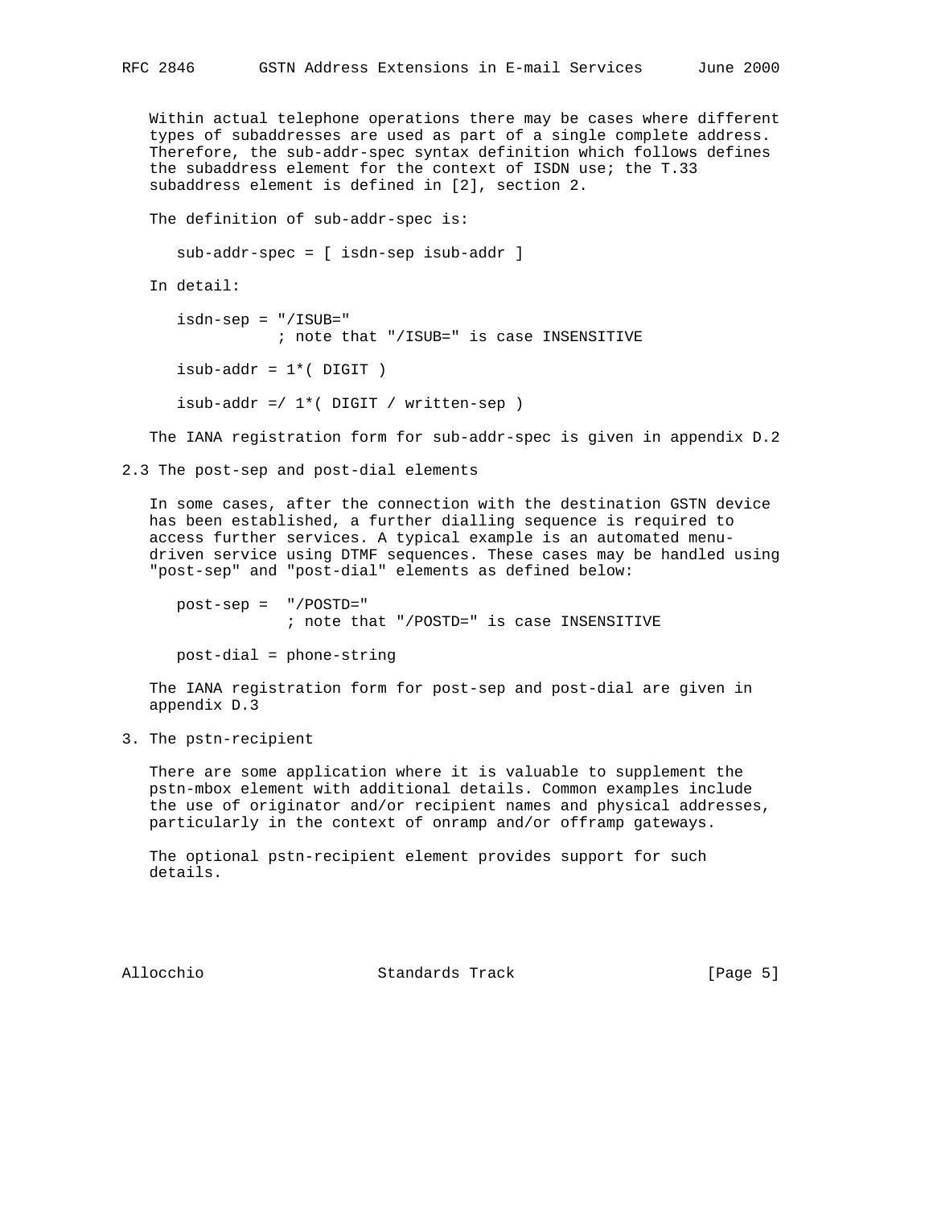Within actual telephone operations there may be cases where different types of subaddresses are used as part of a single complete address. Therefore, the sub-addr-spec syntax definition which follows defines the subaddress element for the context of ISDN use; the T.33 subaddress element is defined in [2], section 2.

The definition of sub-addr-spec is:

```
sub-addr-spec = [ isdn-sep isub-addr ]
```

In detail:

```
isdn-sep = "/ISUB="
           ; note that "/ISUB=" is case INSENSITIVE

isub-addr = 1*( DIGIT )

isub-addr =/ 1*( DIGIT / written-sep )
```

The IANA registration form for sub-addr-spec is given in appendix D.2

## 2.3 The post-sep and post-dial elements

In some cases, after the connection with the destination GSTN device has been established, a further dialling sequence is required to access further services. A typical example is an automated menu-driven service using DTMF sequences. These cases may be handled using "post-sep" and "post-dial" elements as defined below:

```
post-sep =  "/POSTD="
            ; note that "/POSTD=" is case INSENSITIVE

post-dial = phone-string
```

The IANA registration form for post-sep and post-dial are given in appendix D.3

# 3. The pstn-recipient

There are some application where it is valuable to supplement the pstn-mbox element with additional details. Common examples include the use of originator and/or recipient names and physical addresses, particularly in the context of onramp and/or offramp gateways.

The optional pstn-recipient element provides support for such details.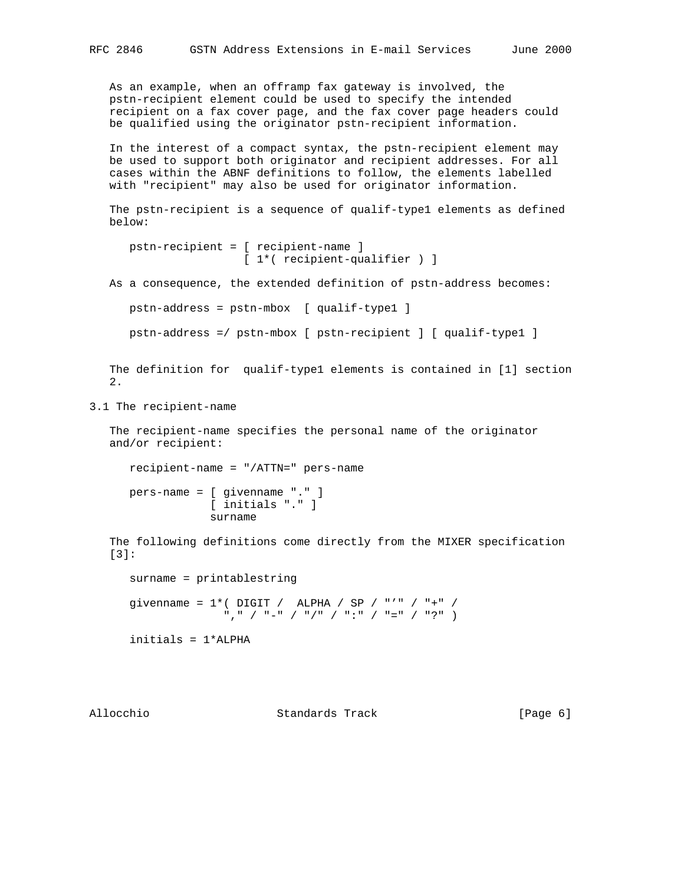As an example, when an offramp fax gateway is involved, the pstn-recipient element could be used to specify the intended recipient on a fax cover page, and the fax cover page headers could be qualified using the originator pstn-recipient information.

In the interest of a compact syntax, the pstn-recipient element may be used to support both originator and recipient addresses. For all cases within the ABNF definitions to follow, the elements labelled with "recipient" may also be used for originator information.

The pstn-recipient is a sequence of qualif-type1 elements as defined below:

```
pstn-recipient = [ recipient-name ]
                 [ 1*( recipient-qualifier ) ]
```

As a consequence, the extended definition of pstn-address becomes:

```
pstn-address = pstn-mbox  [ qualif-type1 ]

pstn-address =/ pstn-mbox [ pstn-recipient ] [ qualif-type1 ]
```

The definition for  qualif-type1 elements is contained in [1] section 2.

## 3.1 The recipient-name

The recipient-name specifies the personal name of the originator and/or recipient:

```
recipient-name = "/ATTN=" pers-name

pers-name = [ givenname "." ]
            [ initials "." ]
            surname
```

The following definitions come directly from the MIXER specification [3]:

```
surname = printablestring

givenname = 1*( DIGIT /  ALPHA / SP / "'" / "+" /
               "," / "-" / "/" / ":" / "=" / "?" )

initials = 1*ALPHA
```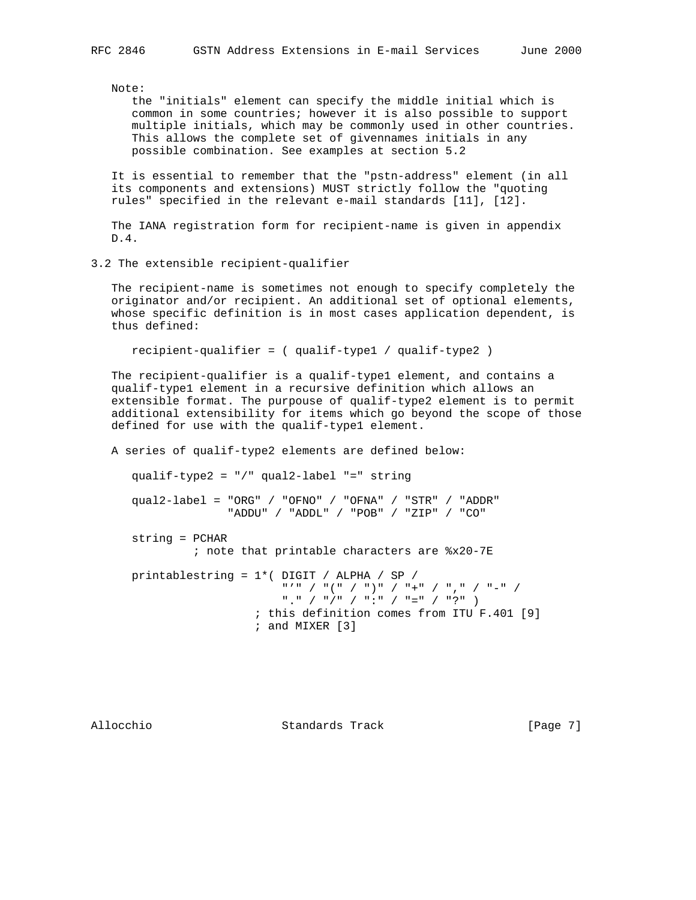Note:
the "initials" element can specify the middle initial which is common in some countries; however it is also possible to support multiple initials, which may be commonly used in other countries. This allows the complete set of givennames initials in any possible combination. See examples at section 5.2

It is essential to remember that the "pstn-address" element (in all its components and extensions) MUST strictly follow the "quoting rules" specified in the relevant e-mail standards [11], [12].

The IANA registration form for recipient-name is given in appendix D.4.

## 3.2 The extensible recipient-qualifier

The recipient-name is sometimes not enough to specify completely the originator and/or recipient. An additional set of optional elements, whose specific definition is in most cases application dependent, is thus defined:

```
recipient-qualifier = ( qualif-type1 / qualif-type2 )
```

The recipient-qualifier is a qualif-type1 element, and contains a qualif-type1 element in a recursive definition which allows an extensible format. The purpouse of qualif-type2 element is to permit additional extensibility for items which go beyond the scope of those defined for use with the qualif-type1 element.

A series of qualif-type2 elements are defined below:

```
qualif-type2 = "/" qual2-label "=" string

qual2-label = "ORG" / "OFNO" / "OFNA" / "STR" / "ADDR"
              "ADDU" / "ADDL" / "POB" / "ZIP" / "CO"

string = PCHAR
        ; note that printable characters are %x20-7E

printablestring = 1*( DIGIT / ALPHA / SP /
                      "'" / "(" / ")" / "+" / "," / "-" /
                      "." / "/" / ":" / "=" / "?" )
                  ; this definition comes from ITU F.401 [9]
                  ; and MIXER [3]
```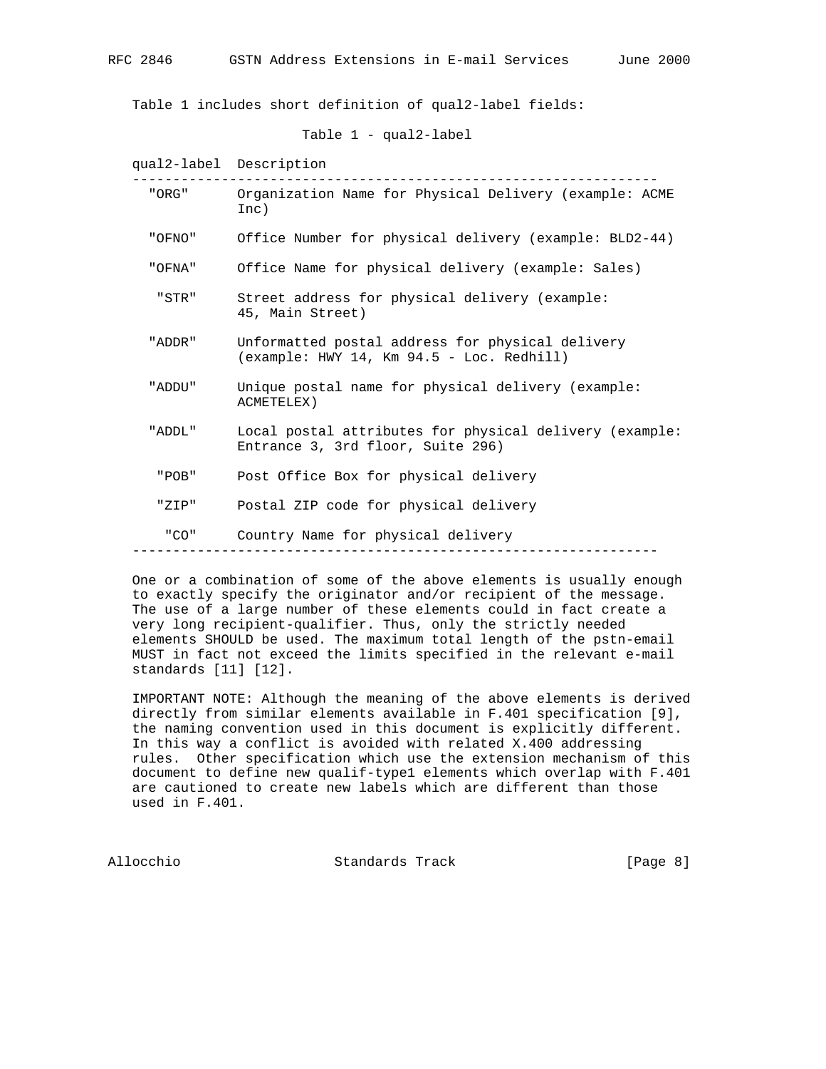Table 1 includes short definition of qual2-label fields:

Table 1 - qual2-label

| qual2-label | Description |
|---|---|
| "ORG" | Organization Name for Physical Delivery (example: ACME Inc) |
| "OFNO" | Office Number for physical delivery (example: BLD2-44) |
| "OFNA" | Office Name for physical delivery (example: Sales) |
| "STR" | Street address for physical delivery (example: 45, Main Street) |
| "ADDR" | Unformatted postal address for physical delivery (example: HWY 14, Km 94.5 - Loc. Redhill) |
| "ADDU" | Unique postal name for physical delivery (example: ACMETELEX) |
| "ADDL" | Local postal attributes for physical delivery (example: Entrance 3, 3rd floor, Suite 296) |
| "POB" | Post Office Box for physical delivery |
| "ZIP" | Postal ZIP code for physical delivery |
| "CO" | Country Name for physical delivery |

One or a combination of some of the above elements is usually enough to exactly specify the originator and/or recipient of the message. The use of a large number of these elements could in fact create a very long recipient-qualifier. Thus, only the strictly needed elements SHOULD be used. The maximum total length of the pstn-email MUST in fact not exceed the limits specified in the relevant e-mail standards [11] [12].

IMPORTANT NOTE: Although the meaning of the above elements is derived directly from similar elements available in F.401 specification [9], the naming convention used in this document is explicitly different. In this way a conflict is avoided with related X.400 addressing rules. Other specification which use the extension mechanism of this document to define new qualif-type1 elements which overlap with F.401 are cautioned to create new labels which are different than those used in F.401.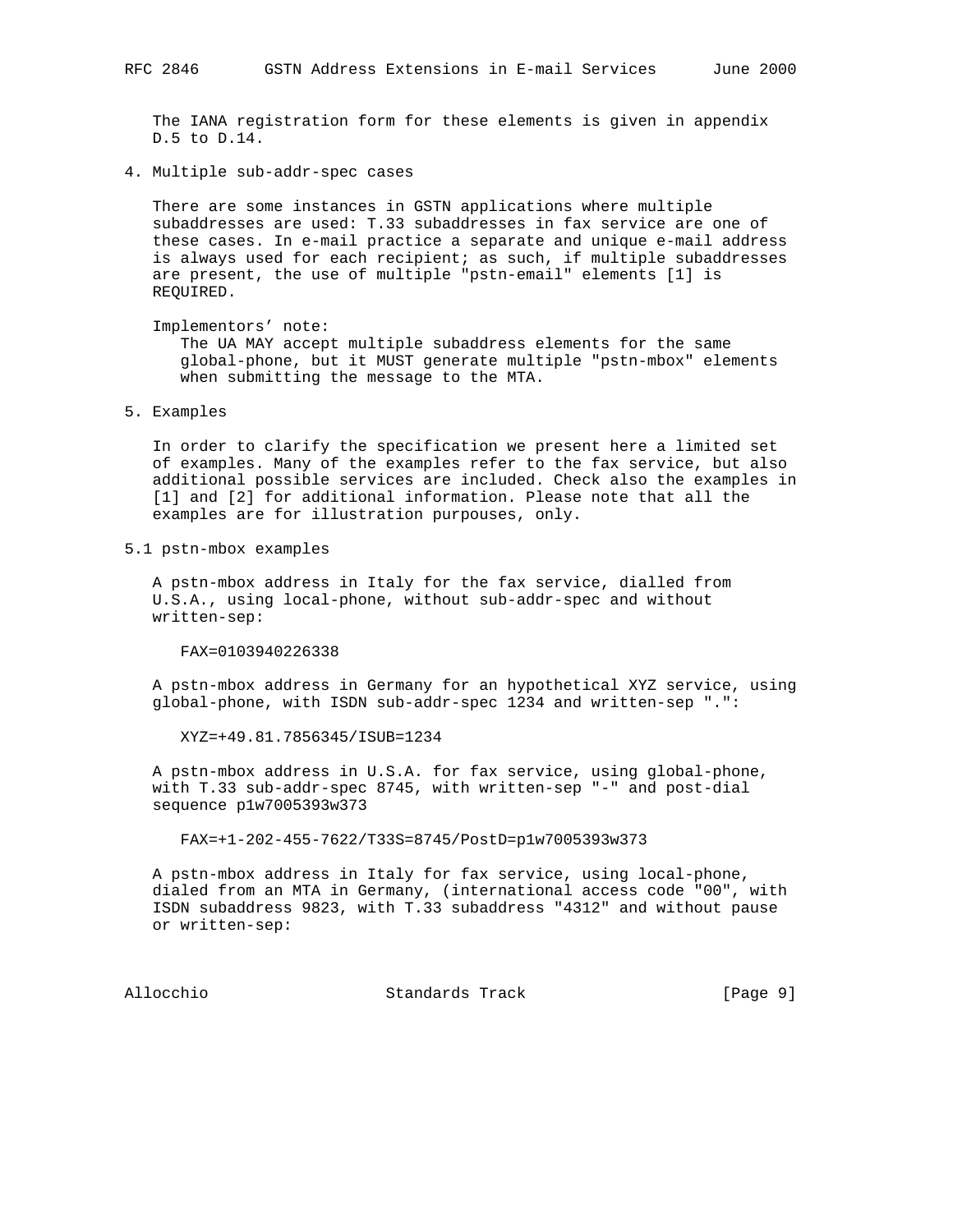The IANA registration form for these elements is given in appendix D.5 to D.14.

## 4. Multiple sub-addr-spec cases

There are some instances in GSTN applications where multiple subaddresses are used: T.33 subaddresses in fax service are one of these cases. In e-mail practice a separate and unique e-mail address is always used for each recipient; as such, if multiple subaddresses are present, the use of multiple "pstn-email" elements [1] is REQUIRED.

Implementors' note:

The UA MAY accept multiple subaddress elements for the same global-phone, but it MUST generate multiple "pstn-mbox" elements when submitting the message to the MTA.

## 5. Examples

In order to clarify the specification we present here a limited set of examples. Many of the examples refer to the fax service, but also additional possible services are included. Check also the examples in [1] and [2] for additional information. Please note that all the examples are for illustration purpouses, only.

### 5.1 pstn-mbox examples

A pstn-mbox address in Italy for the fax service, dialled from U.S.A., using local-phone, without sub-addr-spec and without written-sep:

```
FAX=0103940226338
```

A pstn-mbox address in Germany for an hypothetical XYZ service, using global-phone, with ISDN sub-addr-spec 1234 and written-sep ".":

```
XYZ=+49.81.7856345/ISUB=1234
```

A pstn-mbox address in U.S.A. for fax service, using global-phone, with T.33 sub-addr-spec 8745, with written-sep "-" and post-dial sequence p1w7005393w373

```
FAX=+1-202-455-7622/T33S=8745/PostD=p1w7005393w373
```

A pstn-mbox address in Italy for fax service, using local-phone, dialed from an MTA in Germany, (international access code "00", with ISDN subaddress 9823, with T.33 subaddress "4312" and without pause or written-sep: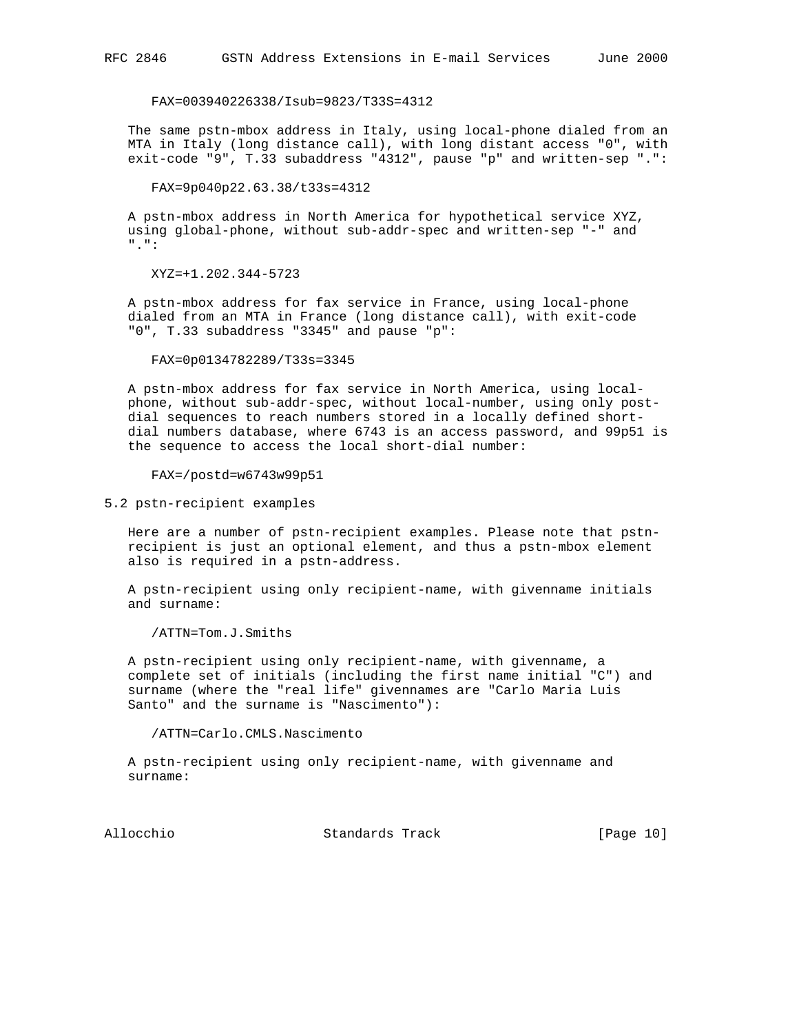```
FAX=003940226338/Isub=9823/T33S=4312
```

The same pstn-mbox address in Italy, using local-phone dialed from an MTA in Italy (long distance call), with long distant access "0", with exit-code "9", T.33 subaddress "4312", pause "p" and written-sep ".":

```
FAX=9p040p22.63.38/t33s=4312
```

A pstn-mbox address in North America for hypothetical service XYZ, using global-phone, without sub-addr-spec and written-sep "-" and ".":

```
XYZ=+1.202.344-5723
```

A pstn-mbox address for fax service in France, using local-phone dialed from an MTA in France (long distance call), with exit-code "0", T.33 subaddress "3345" and pause "p":

```
FAX=0p0134782289/T33s=3345
```

A pstn-mbox address for fax service in North America, using local-phone, without sub-addr-spec, without local-number, using only post-dial sequences to reach numbers stored in a locally defined short-dial numbers database, where 6743 is an access password, and 99p51 is the sequence to access the local short-dial number:

```
FAX=/postd=w6743w99p51
```

### 5.2 pstn-recipient examples

Here are a number of pstn-recipient examples. Please note that pstn-recipient is just an optional element, and thus a pstn-mbox element also is required in a pstn-address.

A pstn-recipient using only recipient-name, with givenname initials and surname:

```
/ATTN=Tom.J.Smiths
```

A pstn-recipient using only recipient-name, with givenname, a complete set of initials (including the first name initial "C") and surname (where the "real life" givennames are "Carlo Maria Luis Santo" and the surname is "Nascimento"):

```
/ATTN=Carlo.CMLS.Nascimento
```

A pstn-recipient using only recipient-name, with givenname and surname: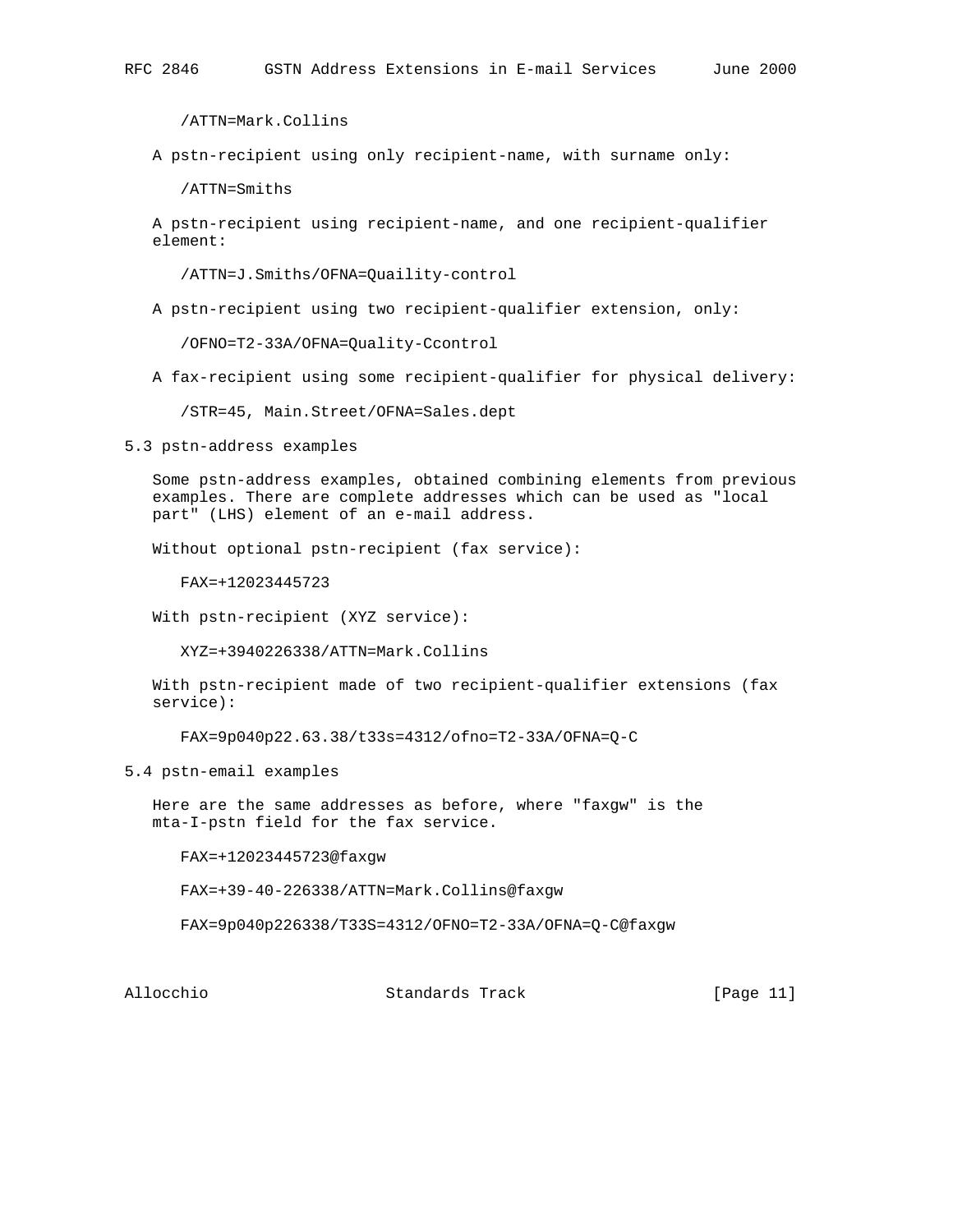/ATTN=Mark.Collins

A pstn-recipient using only recipient-name, with surname only:

/ATTN=Smiths

A pstn-recipient using recipient-name, and one recipient-qualifier element:

/ATTN=J.Smiths/OFNA=Quaility-control

A pstn-recipient using two recipient-qualifier extension, only:

/OFNO=T2-33A/OFNA=Quality-Ccontrol

A fax-recipient using some recipient-qualifier for physical delivery:

/STR=45, Main.Street/OFNA=Sales.dept

## 5.3 pstn-address examples

Some pstn-address examples, obtained combining elements from previous examples. There are complete addresses which can be used as "local part" (LHS) element of an e-mail address.

Without optional pstn-recipient (fax service):

FAX=+12023445723

With pstn-recipient (XYZ service):

XYZ=+3940226338/ATTN=Mark.Collins

With pstn-recipient made of two recipient-qualifier extensions (fax service):

FAX=9p040p22.63.38/t33s=4312/ofno=T2-33A/OFNA=Q-C

## 5.4 pstn-email examples

Here are the same addresses as before, where "faxgw" is the mta-I-pstn field for the fax service.

FAX=+12023445723@faxgw

FAX=+39-40-226338/ATTN=Mark.Collins@faxgw

FAX=9p040p226338/T33S=4312/OFNO=T2-33A/OFNA=Q-C@faxgw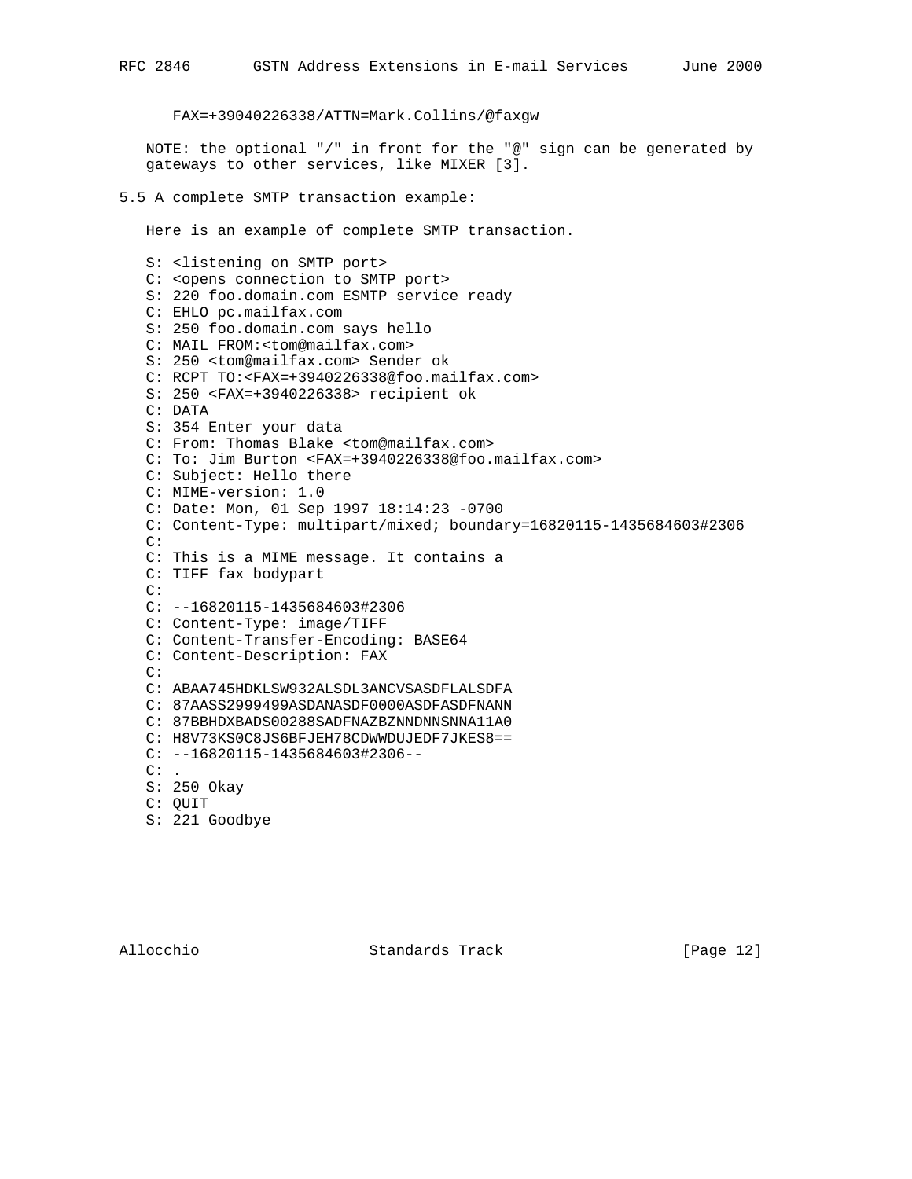```
FAX=+39040226338/ATTN=Mark.Collins/@faxgw
```

NOTE: the optional "/" in front for the "@" sign can be generated by gateways to other services, like MIXER [3].

## 5.5 A complete SMTP transaction example:

Here is an example of complete SMTP transaction.

```
S: <listening on SMTP port>
C: <opens connection to SMTP port>
S: 220 foo.domain.com ESMTP service ready
C: EHLO pc.mailfax.com
S: 250 foo.domain.com says hello
C: MAIL FROM:<tom@mailfax.com>
S: 250 <tom@mailfax.com> Sender ok
C: RCPT TO:<FAX=+3940226338@foo.mailfax.com>
S: 250 <FAX=+3940226338> recipient ok
C: DATA
S: 354 Enter your data
C: From: Thomas Blake <tom@mailfax.com>
C: To: Jim Burton <FAX=+3940226338@foo.mailfax.com>
C: Subject: Hello there
C: MIME-version: 1.0
C: Date: Mon, 01 Sep 1997 18:14:23 -0700
C: Content-Type: multipart/mixed; boundary=16820115-1435684603#2306
C:
C: This is a MIME message. It contains a
C: TIFF fax bodypart
C:
C: --16820115-1435684603#2306
C: Content-Type: image/TIFF
C: Content-Transfer-Encoding: BASE64
C: Content-Description: FAX
C:
C: ABAA745HDKLSW932ALSDL3ANCVSASDFLALSDFA
C: 87AASS2999499ASDANASDF0000ASDFASDFNANN
C: 87BBHDXBADS00288SADFNAZBZNNDNNSNNA11A0
C: H8V73KS0C8JS6BFJEH78CDWWDUJEDF7JKES8==
C: --16820115-1435684603#2306--
C: .
S: 250 Okay
C: QUIT
S: 221 Goodbye
```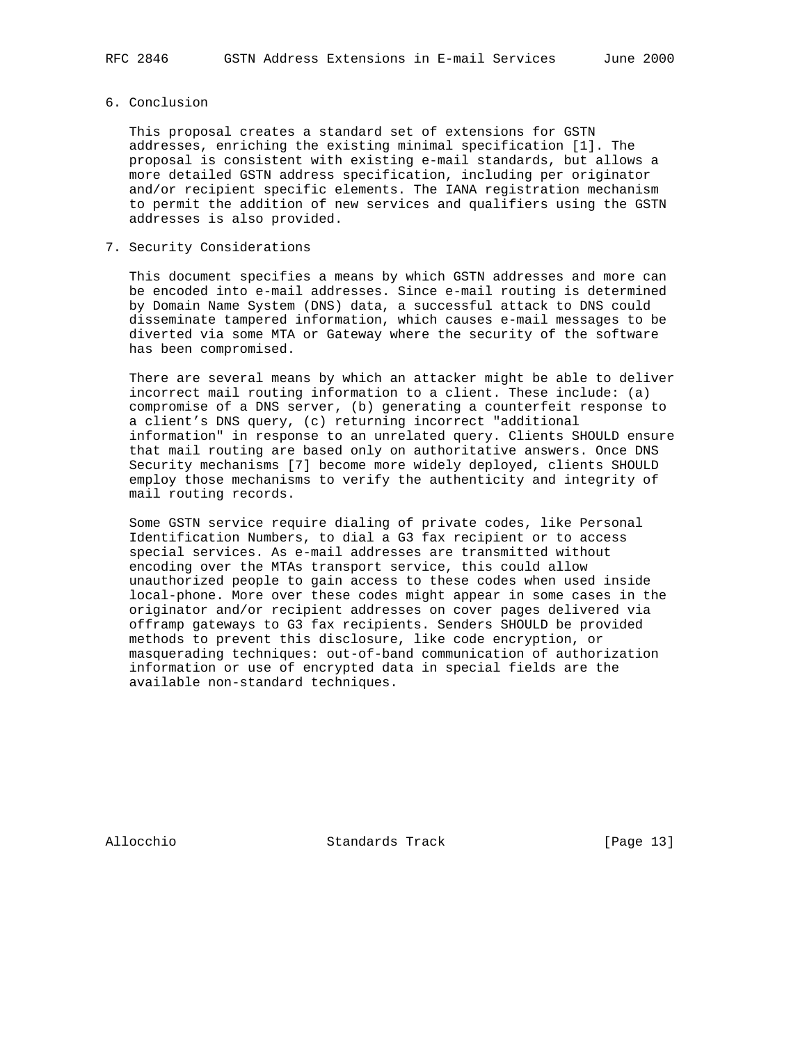## 6. Conclusion

This proposal creates a standard set of extensions for GSTN addresses, enriching the existing minimal specification [1]. The proposal is consistent with existing e-mail standards, but allows a more detailed GSTN address specification, including per originator and/or recipient specific elements. The IANA registration mechanism to permit the addition of new services and qualifiers using the GSTN addresses is also provided.

## 7. Security Considerations

This document specifies a means by which GSTN addresses and more can be encoded into e-mail addresses. Since e-mail routing is determined by Domain Name System (DNS) data, a successful attack to DNS could disseminate tampered information, which causes e-mail messages to be diverted via some MTA or Gateway where the security of the software has been compromised.

There are several means by which an attacker might be able to deliver incorrect mail routing information to a client. These include: (a) compromise of a DNS server, (b) generating a counterfeit response to a client's DNS query, (c) returning incorrect "additional information" in response to an unrelated query. Clients SHOULD ensure that mail routing are based only on authoritative answers. Once DNS Security mechanisms [7] become more widely deployed, clients SHOULD employ those mechanisms to verify the authenticity and integrity of mail routing records.

Some GSTN service require dialing of private codes, like Personal Identification Numbers, to dial a G3 fax recipient or to access special services. As e-mail addresses are transmitted without encoding over the MTAs transport service, this could allow unauthorized people to gain access to these codes when used inside local-phone. More over these codes might appear in some cases in the originator and/or recipient addresses on cover pages delivered via offramp gateways to G3 fax recipients. Senders SHOULD be provided methods to prevent this disclosure, like code encryption, or masquerading techniques: out-of-band communication of authorization information or use of encrypted data in special fields are the available non-standard techniques.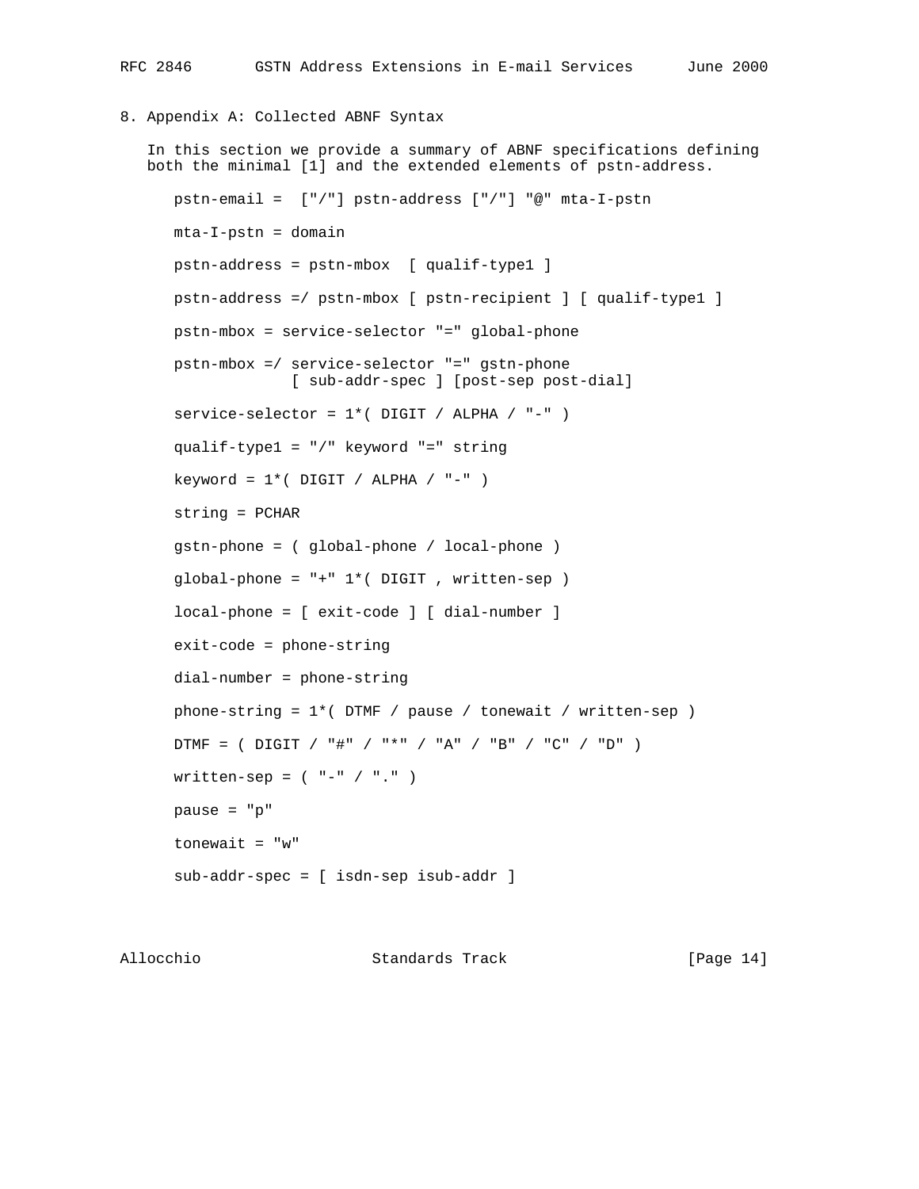## 8. Appendix A: Collected ABNF Syntax

In this section we provide a summary of ABNF specifications defining both the minimal [1] and the extended elements of pstn-address.

```
pstn-email =  ["/"] pstn-address ["/"] "@" mta-I-pstn

mta-I-pstn = domain

pstn-address = pstn-mbox  [ qualif-type1 ]

pstn-address =/ pstn-mbox [ pstn-recipient ] [ qualif-type1 ]

pstn-mbox = service-selector "=" global-phone

pstn-mbox =/ service-selector "=" gstn-phone
             [ sub-addr-spec ] [post-sep post-dial]

service-selector = 1*( DIGIT / ALPHA / "-" )

qualif-type1 = "/" keyword "=" string

keyword = 1*( DIGIT / ALPHA / "-" )

string = PCHAR

gstn-phone = ( global-phone / local-phone )

global-phone = "+" 1*( DIGIT , written-sep )

local-phone = [ exit-code ] [ dial-number ]

exit-code = phone-string

dial-number = phone-string

phone-string = 1*( DTMF / pause / tonewait / written-sep )

DTMF = ( DIGIT / "#" / "*" / "A" / "B" / "C" / "D" )

written-sep = ( "-" / "." )

pause = "p"

tonewait = "w"

sub-addr-spec = [ isdn-sep isub-addr ]
```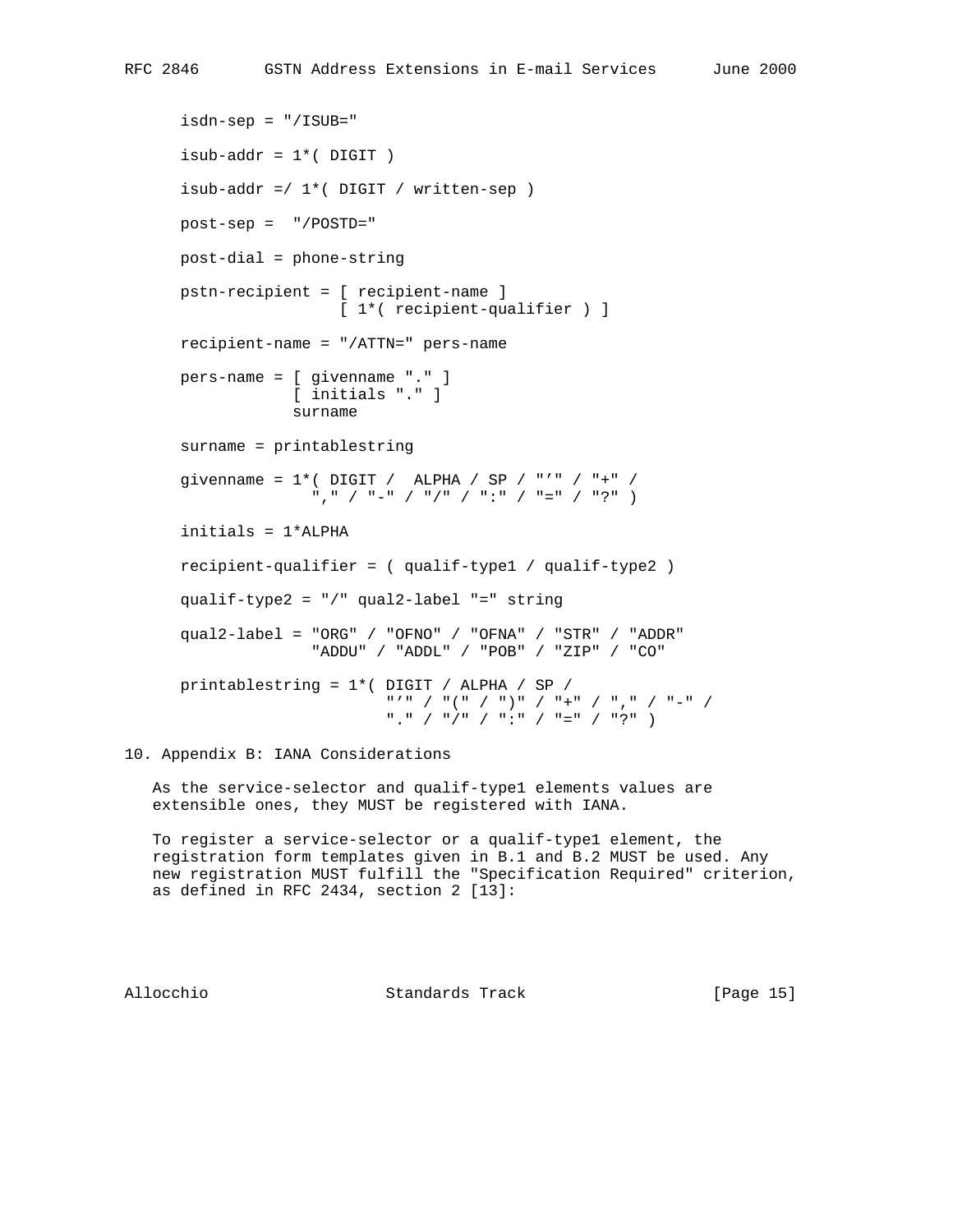```
   isdn-sep = "/ISUB="

   isub-addr = 1*( DIGIT )

   isub-addr =/ 1*( DIGIT / written-sep )

   post-sep =  "/POSTD="

   post-dial = phone-string

   pstn-recipient = [ recipient-name ]
                    [ 1*( recipient-qualifier ) ]

   recipient-name = "/ATTN=" pers-name

   pers-name = [ givenname "." ]
               [ initials "." ]
               surname

   surname = printablestring

   givenname = 1*( DIGIT /  ALPHA / SP / "'" / "+" /
                 "," / "-" / "/" / ":" / "=" / "?" )

   initials = 1*ALPHA

   recipient-qualifier = ( qualif-type1 / qualif-type2 )

   qualif-type2 = "/" qual2-label "=" string

   qual2-label = "ORG" / "OFNO" / "OFNA" / "STR" / "ADDR"
                 "ADDU" / "ADDL" / "POB" / "ZIP" / "CO"

   printablestring = 1*( DIGIT / ALPHA / SP /
                         "'" / "(" / ")" / "+" / "," / "-" /
                         "." / "/" / ":" / "=" / "?" )
```

## 10. Appendix B: IANA Considerations

As the service-selector and qualif-type1 elements values are extensible ones, they MUST be registered with IANA.

To register a service-selector or a qualif-type1 element, the registration form templates given in B.1 and B.2 MUST be used. Any new registration MUST fulfill the "Specification Required" criterion, as defined in RFC 2434, section 2 [13]: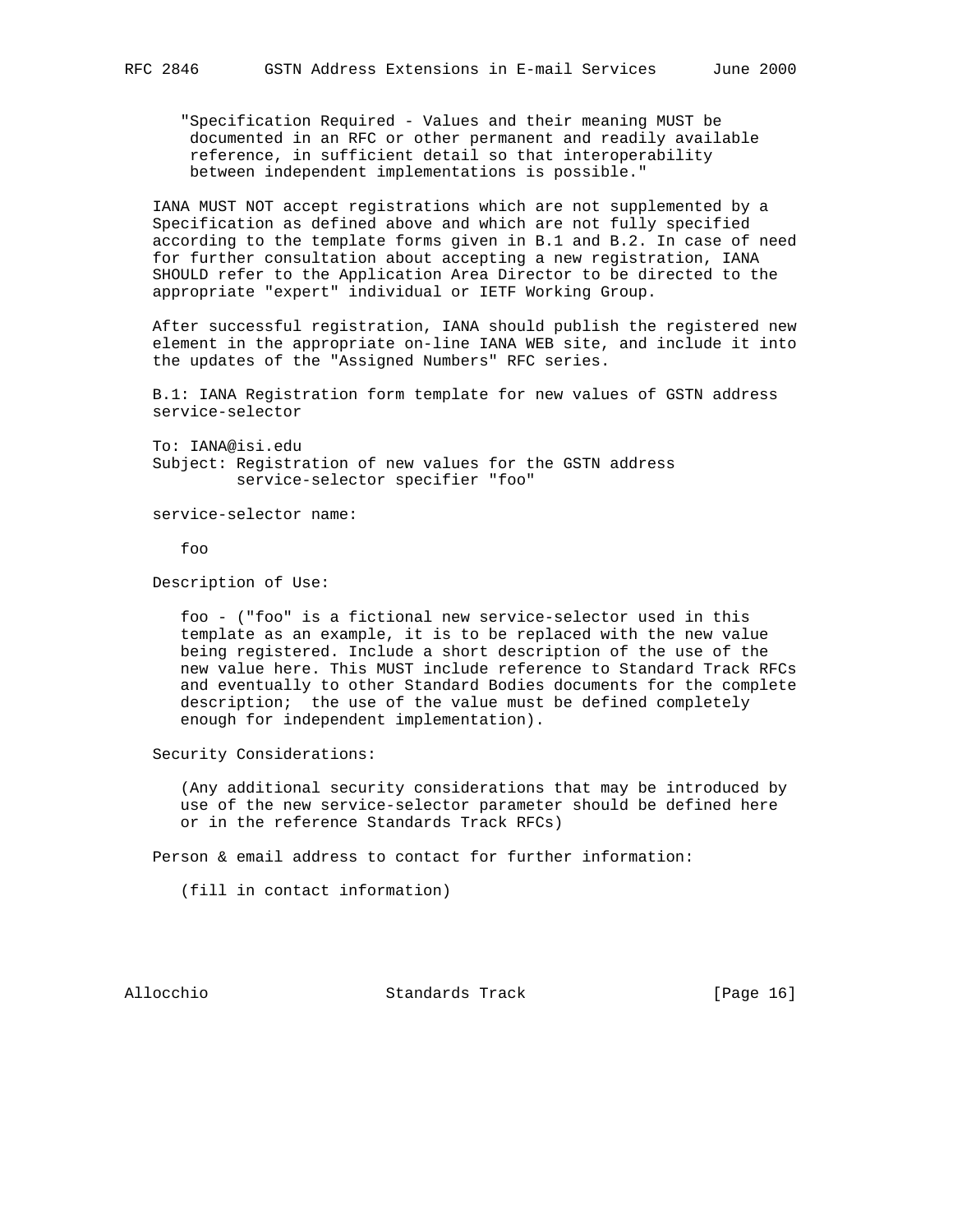"Specification Required - Values and their meaning MUST be documented in an RFC or other permanent and readily available reference, in sufficient detail so that interoperability between independent implementations is possible."

IANA MUST NOT accept registrations which are not supplemented by a Specification as defined above and which are not fully specified according to the template forms given in B.1 and B.2. In case of need for further consultation about accepting a new registration, IANA SHOULD refer to the Application Area Director to be directed to the appropriate "expert" individual or IETF Working Group.

After successful registration, IANA should publish the registered new element in the appropriate on-line IANA WEB site, and include it into the updates of the "Assigned Numbers" RFC series.

B.1: IANA Registration form template for new values of GSTN address service-selector

```
To: IANA@isi.edu
Subject: Registration of new values for the GSTN address
         service-selector specifier "foo"

service-selector name:

   foo

Description of Use:

   foo - ("foo" is a fictional new service-selector used in this
   template as an example, it is to be replaced with the new value
   being registered. Include a short description of the use of the
   new value here. This MUST include reference to Standard Track RFCs
   and eventually to other Standard Bodies documents for the complete
   description;  the use of the value must be defined completely
   enough for independent implementation).

Security Considerations:

   (Any additional security considerations that may be introduced by
   use of the new service-selector parameter should be defined here
   or in the reference Standards Track RFCs)

Person & email address to contact for further information:

   (fill in contact information)
```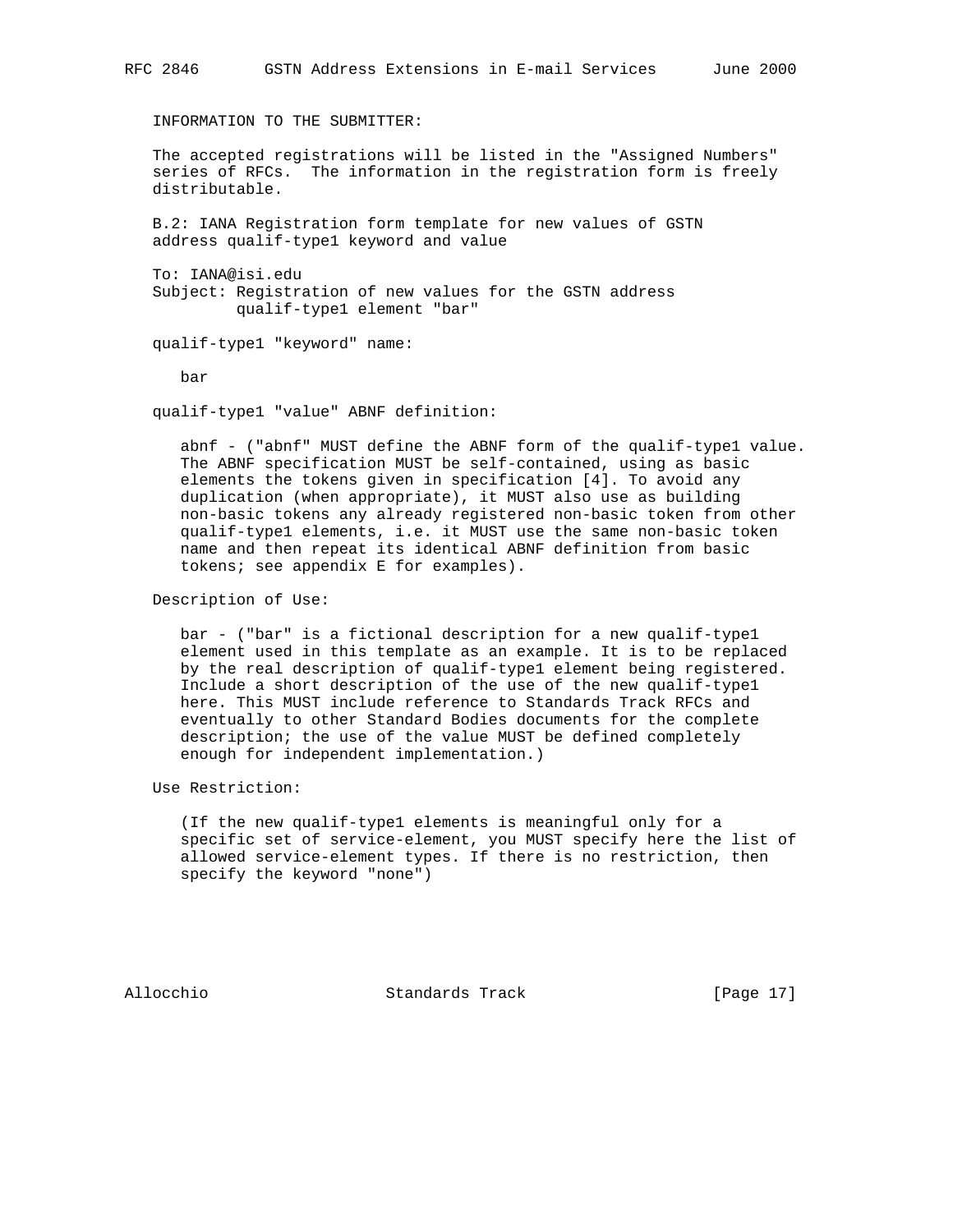INFORMATION TO THE SUBMITTER:

The accepted registrations will be listed in the "Assigned Numbers" series of RFCs. The information in the registration form is freely distributable.

B.2: IANA Registration form template for new values of GSTN address qualif-type1 keyword and value

To: IANA@isi.edu
Subject: Registration of new values for the GSTN address qualif-type1 element "bar"

qualif-type1 "keyword" name:

bar

qualif-type1 "value" ABNF definition:

abnf - ("abnf" MUST define the ABNF form of the qualif-type1 value. The ABNF specification MUST be self-contained, using as basic elements the tokens given in specification [4]. To avoid any duplication (when appropriate), it MUST also use as building non-basic tokens any already registered non-basic token from other qualif-type1 elements, i.e. it MUST use the same non-basic token name and then repeat its identical ABNF definition from basic tokens; see appendix E for examples).

Description of Use:

bar - ("bar" is a fictional description for a new qualif-type1 element used in this template as an example. It is to be replaced by the real description of qualif-type1 element being registered. Include a short description of the use of the new qualif-type1 here. This MUST include reference to Standards Track RFCs and eventually to other Standard Bodies documents for the complete description; the use of the value MUST be defined completely enough for independent implementation.)

Use Restriction:

(If the new qualif-type1 elements is meaningful only for a specific set of service-element, you MUST specify here the list of allowed service-element types. If there is no restriction, then specify the keyword "none")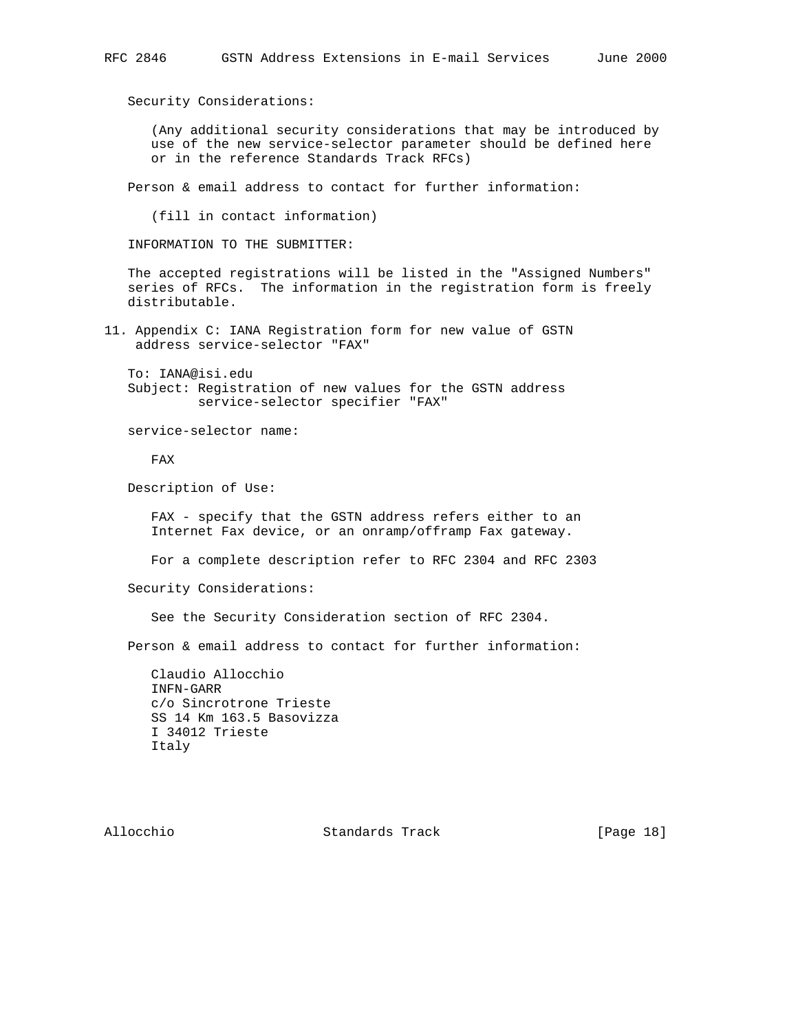Security Considerations:

(Any additional security considerations that may be introduced by use of the new service-selector parameter should be defined here or in the reference Standards Track RFCs)

Person & email address to contact for further information:

(fill in contact information)

INFORMATION TO THE SUBMITTER:

The accepted registrations will be listed in the "Assigned Numbers" series of RFCs. The information in the registration form is freely distributable.

## 11. Appendix C: IANA Registration form for new value of GSTN address service-selector "FAX"

To: IANA@isi.edu
Subject: Registration of new values for the GSTN address service-selector specifier "FAX"

service-selector name:

FAX

Description of Use:

FAX - specify that the GSTN address refers either to an Internet Fax device, or an onramp/offramp Fax gateway.

For a complete description refer to RFC 2304 and RFC 2303

Security Considerations:

See the Security Consideration section of RFC 2304.

Person & email address to contact for further information:

Claudio Allocchio
INFN-GARR
c/o Sincrotrone Trieste
SS 14 Km 163.5 Basovizza
I 34012 Trieste
Italy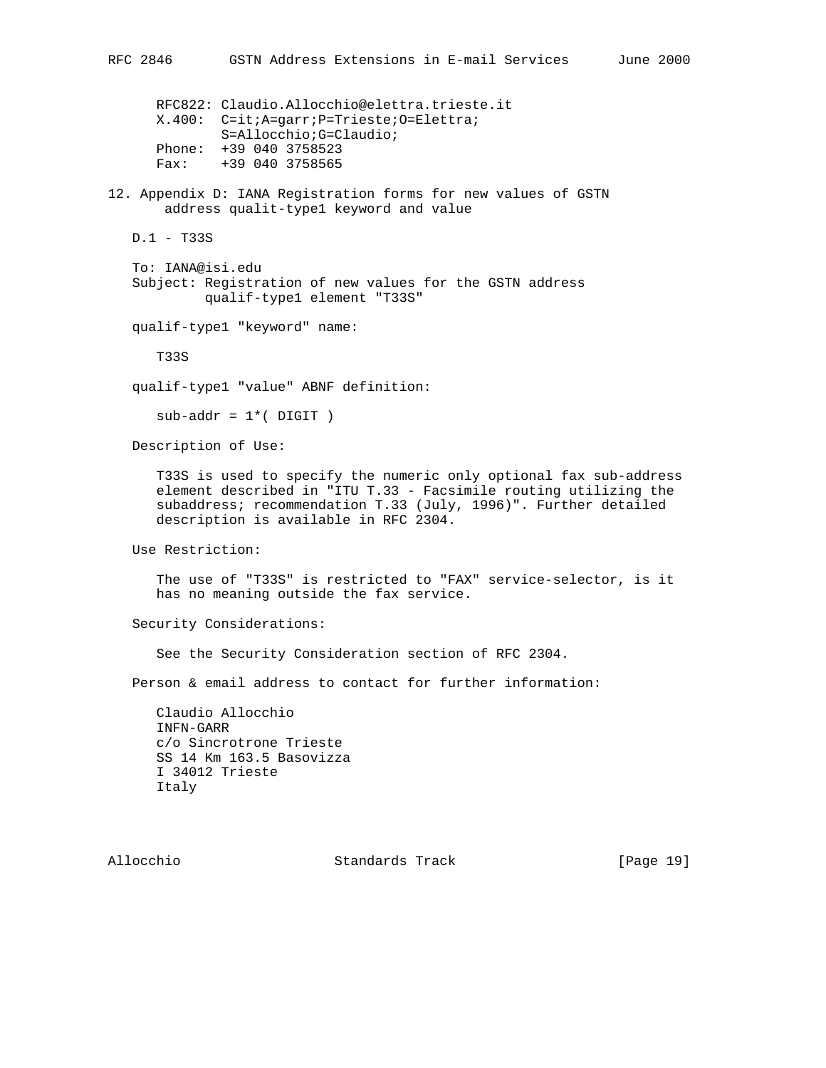RFC822: Claudio.Allocchio@elettra.trieste.it
X.400: C=it;A=garr;P=Trieste;O=Elettra;
S=Allocchio;G=Claudio;
Phone: +39 040 3758523
Fax: +39 040 3758565

## 12. Appendix D: IANA Registration forms for new values of GSTN address qualit-type1 keyword and value

### D.1 - T33S

To: IANA@isi.edu
Subject: Registration of new values for the GSTN address qualif-type1 element "T33S"

qualif-type1 "keyword" name:

T33S

qualif-type1 "value" ABNF definition:

```
sub-addr = 1*( DIGIT )
```

Description of Use:

T33S is used to specify the numeric only optional fax sub-address element described in "ITU T.33 - Facsimile routing utilizing the subaddress; recommendation T.33 (July, 1996)". Further detailed description is available in RFC 2304.

Use Restriction:

The use of "T33S" is restricted to "FAX" service-selector, is it has no meaning outside the fax service.

Security Considerations:

See the Security Consideration section of RFC 2304.

Person & email address to contact for further information:

Claudio Allocchio
INFN-GARR
c/o Sincrotrone Trieste
SS 14 Km 163.5 Basovizza
I 34012 Trieste
Italy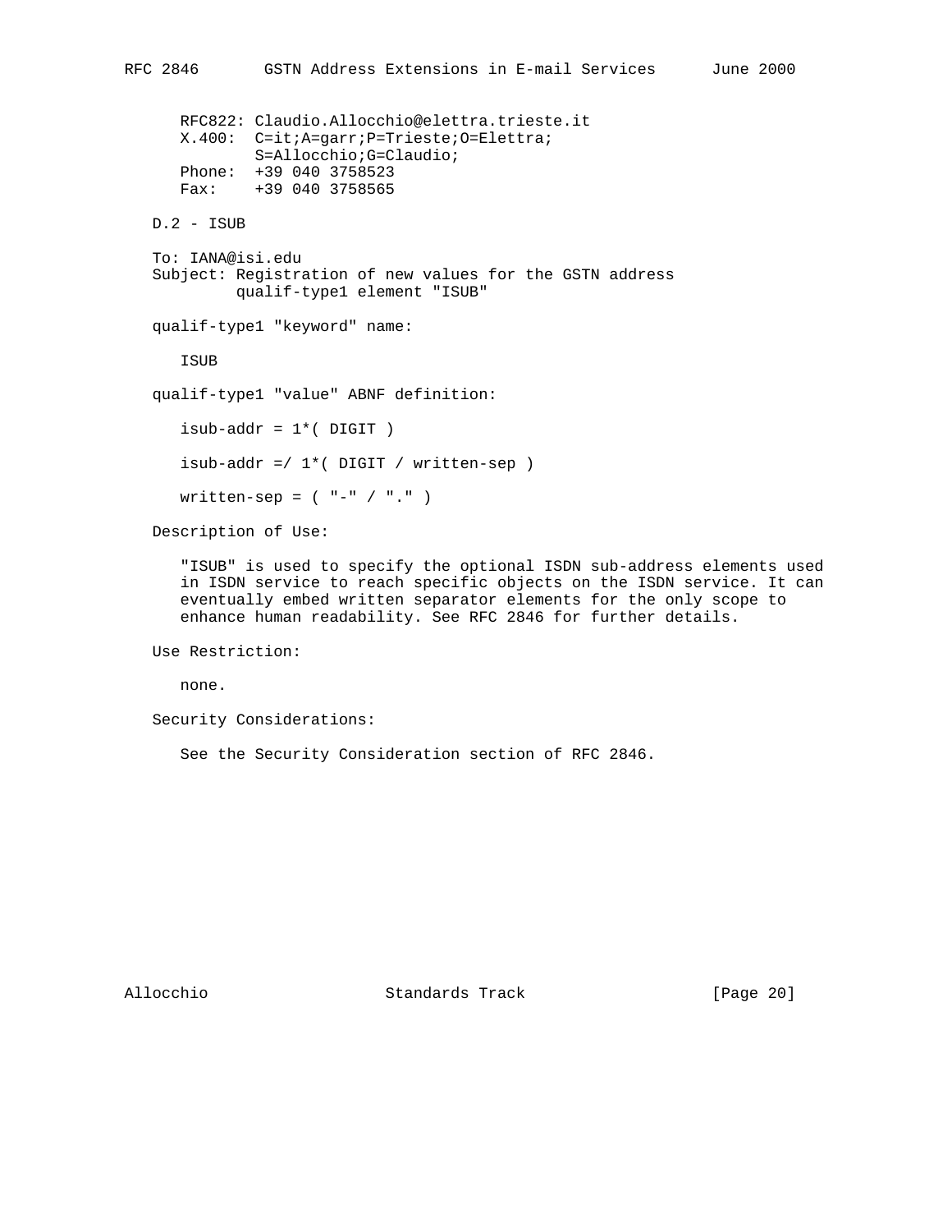RFC822: Claudio.Allocchio@elettra.trieste.it
X.400: C=it;A=garr;P=Trieste;O=Elettra;
       S=Allocchio;G=Claudio;
Phone: +39 040 3758523
Fax: +39 040 3758565

## D.2 - ISUB

To: IANA@isi.edu
Subject: Registration of new values for the GSTN address
qualif-type1 element "ISUB"

qualif-type1 "keyword" name:

ISUB

qualif-type1 "value" ABNF definition:

```
isub-addr = 1*( DIGIT )

isub-addr =/ 1*( DIGIT / written-sep )

written-sep = ( "-" / "." )
```

Description of Use:

"ISUB" is used to specify the optional ISDN sub-address elements used in ISDN service to reach specific objects on the ISDN service. It can eventually embed written separator elements for the only scope to enhance human readability. See RFC 2846 for further details.

Use Restriction:

none.

Security Considerations:

See the Security Consideration section of RFC 2846.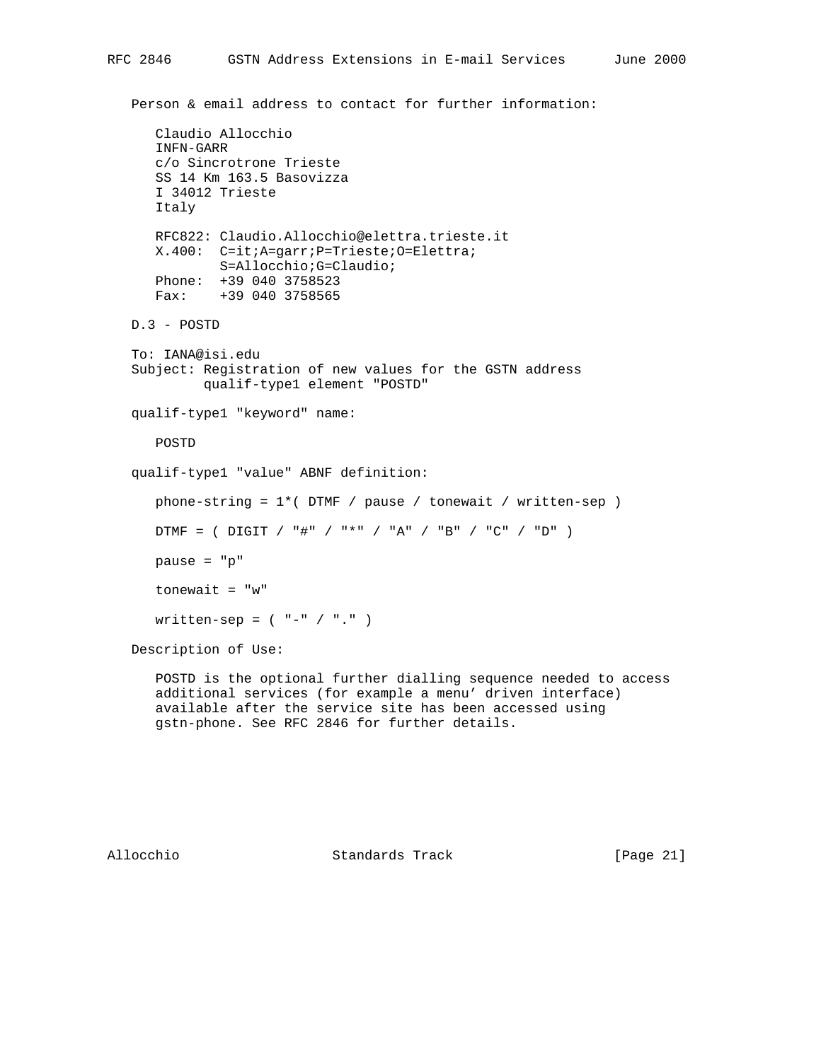Person & email address to contact for further information:

Claudio Allocchio
INFN-GARR
c/o Sincrotrone Trieste
SS 14 Km 163.5 Basovizza
I 34012 Trieste
Italy

RFC822: Claudio.Allocchio@elettra.trieste.it
X.400: C=it;A=garr;P=Trieste;O=Elettra;
S=Allocchio;G=Claudio;
Phone: +39 040 3758523
Fax: +39 040 3758565

D.3 - POSTD

To: IANA@isi.edu
Subject: Registration of new values for the GSTN address
qualif-type1 element "POSTD"

qualif-type1 "keyword" name:

POSTD

qualif-type1 "value" ABNF definition:

```
phone-string = 1*( DTMF / pause / tonewait / written-sep )

DTMF = ( DIGIT / "#" / "*" / "A" / "B" / "C" / "D" )

pause = "p"

tonewait = "w"

written-sep = ( "-" / "." )
```

Description of Use:

POSTD is the optional further dialling sequence needed to access additional services (for example a menu' driven interface) available after the service site has been accessed using gstn-phone. See RFC 2846 for further details.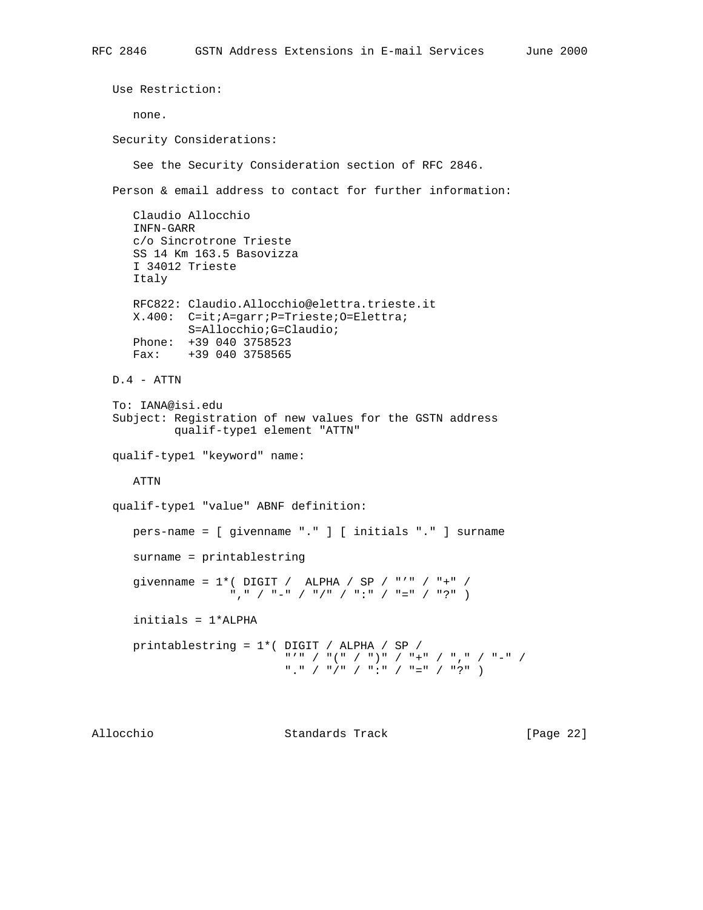Use Restriction:

none.

Security Considerations:

See the Security Consideration section of RFC 2846.

Person & email address to contact for further information:

Claudio Allocchio
INFN-GARR
c/o Sincrotrone Trieste
SS 14 Km 163.5 Basovizza
I 34012 Trieste
Italy

```
RFC822: Claudio.Allocchio@elettra.trieste.it
X.400:  C=it;A=garr;P=Trieste;O=Elettra;
        S=Allocchio;G=Claudio;
Phone:  +39 040 3758523
Fax:    +39 040 3758565
```

D.4 - ATTN

To: IANA@isi.edu
Subject: Registration of new values for the GSTN address
qualif-type1 element "ATTN"

qualif-type1 "keyword" name:

ATTN

qualif-type1 "value" ABNF definition:

```
pers-name = [ givenname "." ] [ initials "." ] surname

surname = printablestring

givenname = 1*( DIGIT /  ALPHA / SP / "’" / "+" /
              "," / "-" / "/" / ":" / "=" / "?" )

initials = 1*ALPHA

printablestring = 1*( DIGIT / ALPHA / SP /
                      "’" / "(" / ")" / "+" / "," / "-" /
                      "." / "/" / ":" / "=" / "?" )
```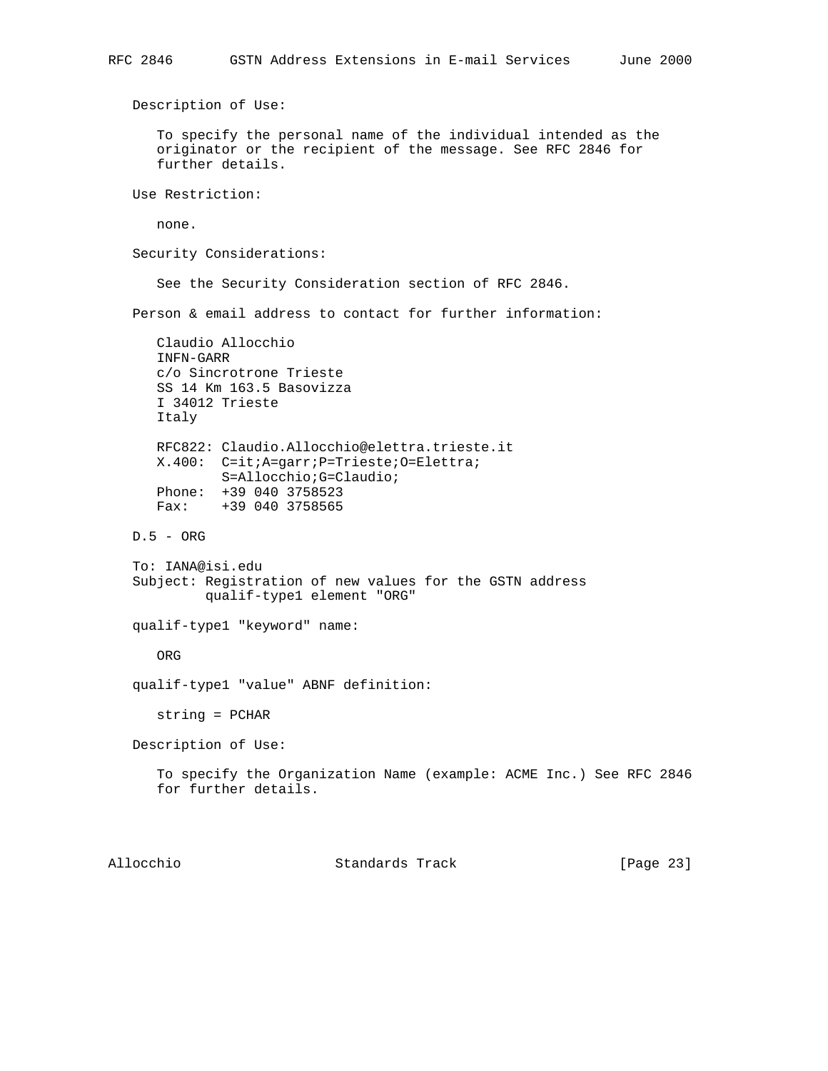Description of Use:

To specify the personal name of the individual intended as the originator or the recipient of the message. See RFC 2846 for further details.

Use Restriction:

none.

Security Considerations:

See the Security Consideration section of RFC 2846.

Person & email address to contact for further information:

```
Claudio Allocchio
INFN-GARR
c/o Sincrotrone Trieste
SS 14 Km 163.5 Basovizza
I 34012 Trieste
Italy

RFC822: Claudio.Allocchio@elettra.trieste.it
X.400:  C=it;A=garr;P=Trieste;O=Elettra;
        S=Allocchio;G=Claudio;
Phone:  +39 040 3758523
Fax:    +39 040 3758565
```

D.5 - ORG

```
To: IANA@isi.edu
Subject: Registration of new values for the GSTN address
         qualif-type1 element "ORG"
```

qualif-type1 "keyword" name:

ORG

qualif-type1 "value" ABNF definition:

```
string = PCHAR
```

Description of Use:

To specify the Organization Name (example: ACME Inc.) See RFC 2846 for further details.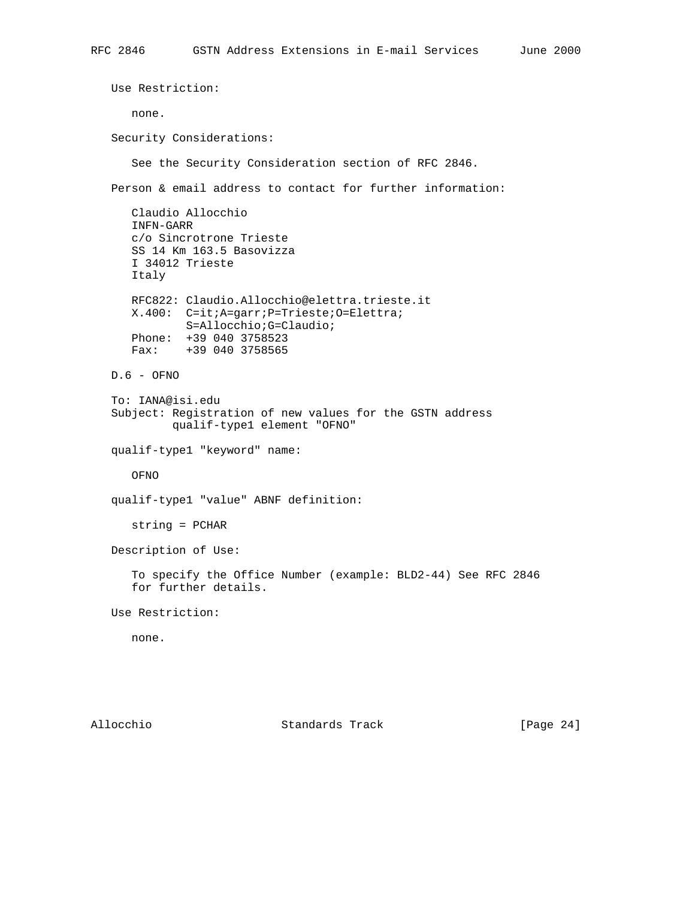Use Restriction:

none.

Security Considerations:

See the Security Consideration section of RFC 2846.

Person & email address to contact for further information:

Claudio Allocchio
INFN-GARR
c/o Sincrotrone Trieste
SS 14 Km 163.5 Basovizza
I 34012 Trieste
Italy

```
RFC822: Claudio.Allocchio@elettra.trieste.it
X.400:  C=it;A=garr;P=Trieste;O=Elettra;
        S=Allocchio;G=Claudio;
Phone:  +39 040 3758523
Fax:    +39 040 3758565
```

D.6 - OFNO

To: IANA@isi.edu
Subject: Registration of new values for the GSTN address qualif-type1 element "OFNO"

qualif-type1 "keyword" name:

OFNO

qualif-type1 "value" ABNF definition:

string = PCHAR

Description of Use:

To specify the Office Number (example: BLD2-44) See RFC 2846 for further details.

Use Restriction:

none.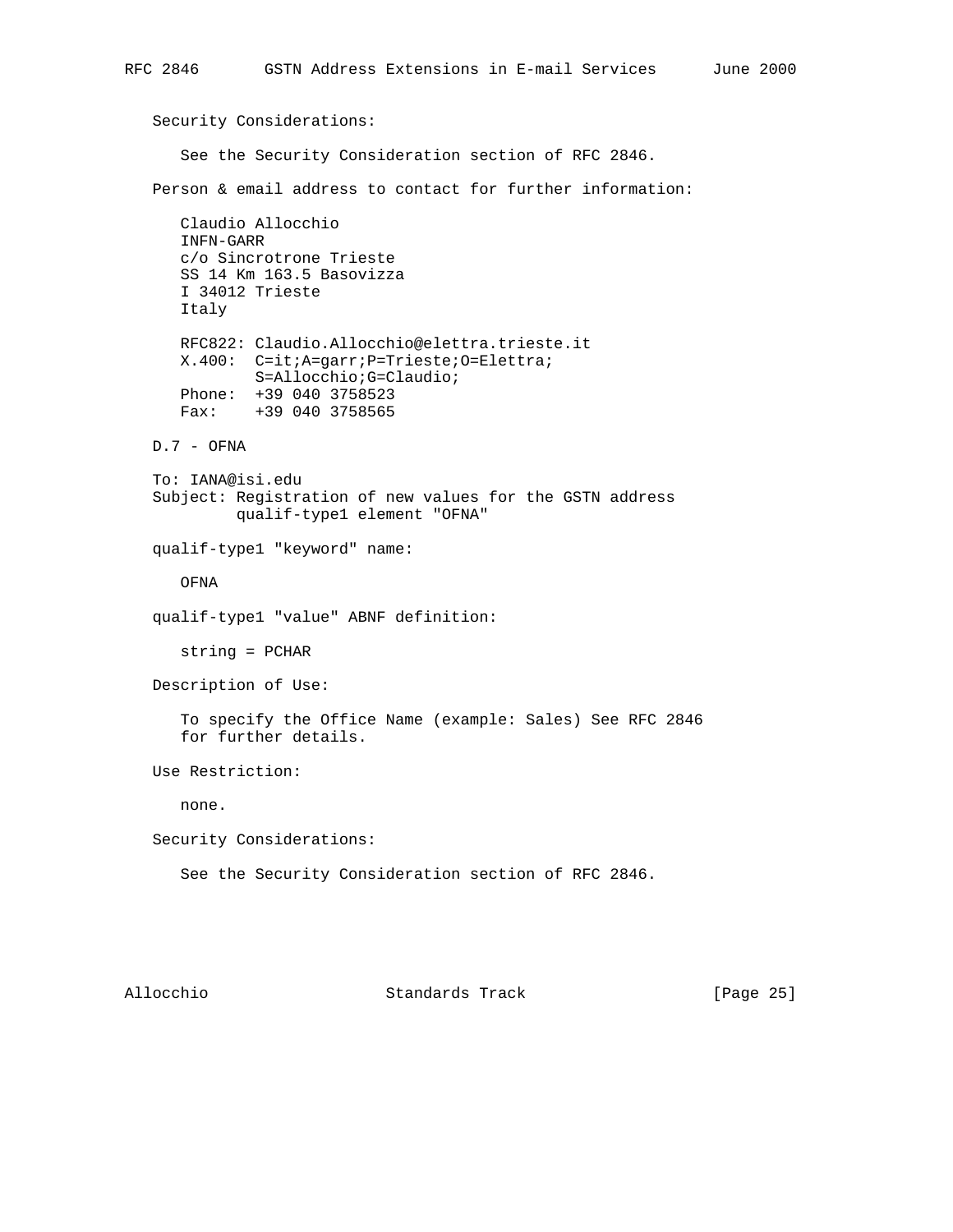Security Considerations:

See the Security Consideration section of RFC 2846.

Person & email address to contact for further information:

```
Claudio Allocchio
INFN-GARR
c/o Sincrotrone Trieste
SS 14 Km 163.5 Basovizza
I 34012 Trieste
Italy

RFC822: Claudio.Allocchio@elettra.trieste.it
X.400:  C=it;A=garr;P=Trieste;O=Elettra;
        S=Allocchio;G=Claudio;
Phone:  +39 040 3758523
Fax:    +39 040 3758565
```

D.7 - OFNA

To: IANA@isi.edu
Subject: Registration of new values for the GSTN address qualif-type1 element "OFNA"

qualif-type1 "keyword" name:

OFNA

qualif-type1 "value" ABNF definition:

```
string = PCHAR
```

Description of Use:

To specify the Office Name (example: Sales) See RFC 2846 for further details.

Use Restriction:

none.

Security Considerations:

See the Security Consideration section of RFC 2846.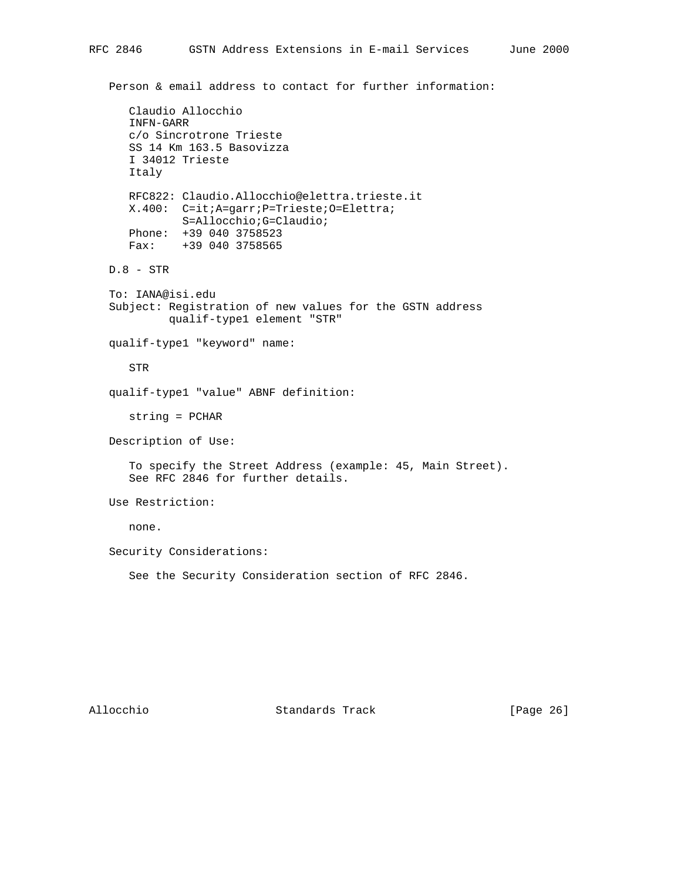Person & email address to contact for further information:

Claudio Allocchio
INFN-GARR
c/o Sincrotrone Trieste
SS 14 Km 163.5 Basovizza
I 34012 Trieste
Italy

RFC822: Claudio.Allocchio@elettra.trieste.it
X.400: C=it;A=garr;P=Trieste;O=Elettra;
S=Allocchio;G=Claudio;
Phone: +39 040 3758523
Fax: +39 040 3758565

D.8 - STR

To: IANA@isi.edu
Subject: Registration of new values for the GSTN address
qualif-type1 element "STR"

qualif-type1 "keyword" name:

STR

qualif-type1 "value" ABNF definition:

string = PCHAR

Description of Use:

To specify the Street Address (example: 45, Main Street).
See RFC 2846 for further details.

Use Restriction:

none.

Security Considerations:

See the Security Consideration section of RFC 2846.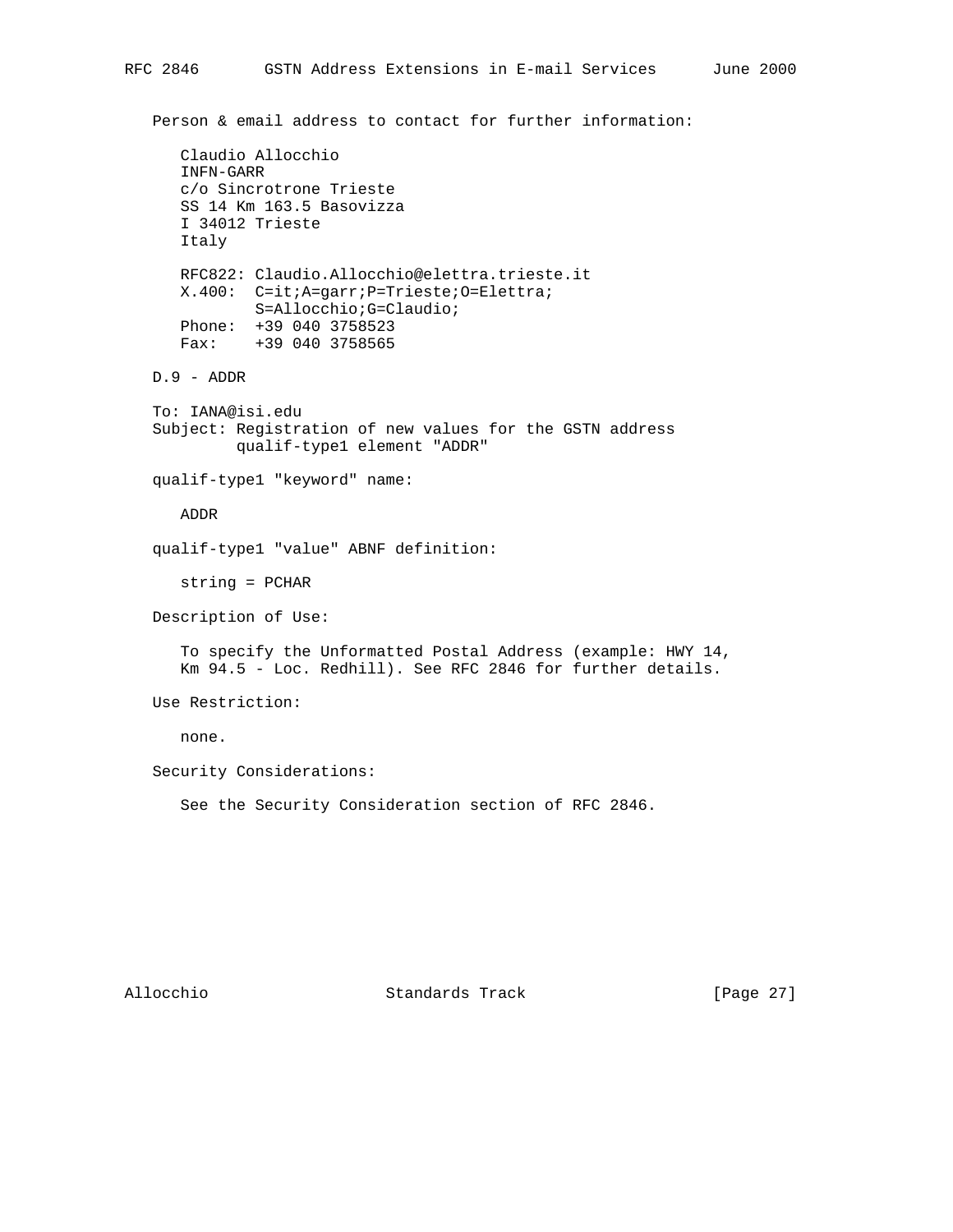Person & email address to contact for further information:

Claudio Allocchio
INFN-GARR
c/o Sincrotrone Trieste
SS 14 Km 163.5 Basovizza
I 34012 Trieste
Italy

RFC822: Claudio.Allocchio@elettra.trieste.it
X.400: C=it;A=garr;P=Trieste;O=Elettra;
S=Allocchio;G=Claudio;
Phone: +39 040 3758523
Fax: +39 040 3758565

D.9 - ADDR

To: IANA@isi.edu
Subject: Registration of new values for the GSTN address
qualif-type1 element "ADDR"

qualif-type1 "keyword" name:

ADDR

qualif-type1 "value" ABNF definition:

string = PCHAR

Description of Use:

To specify the Unformatted Postal Address (example: HWY 14, Km 94.5 - Loc. Redhill). See RFC 2846 for further details.

Use Restriction:

none.

Security Considerations:

See the Security Consideration section of RFC 2846.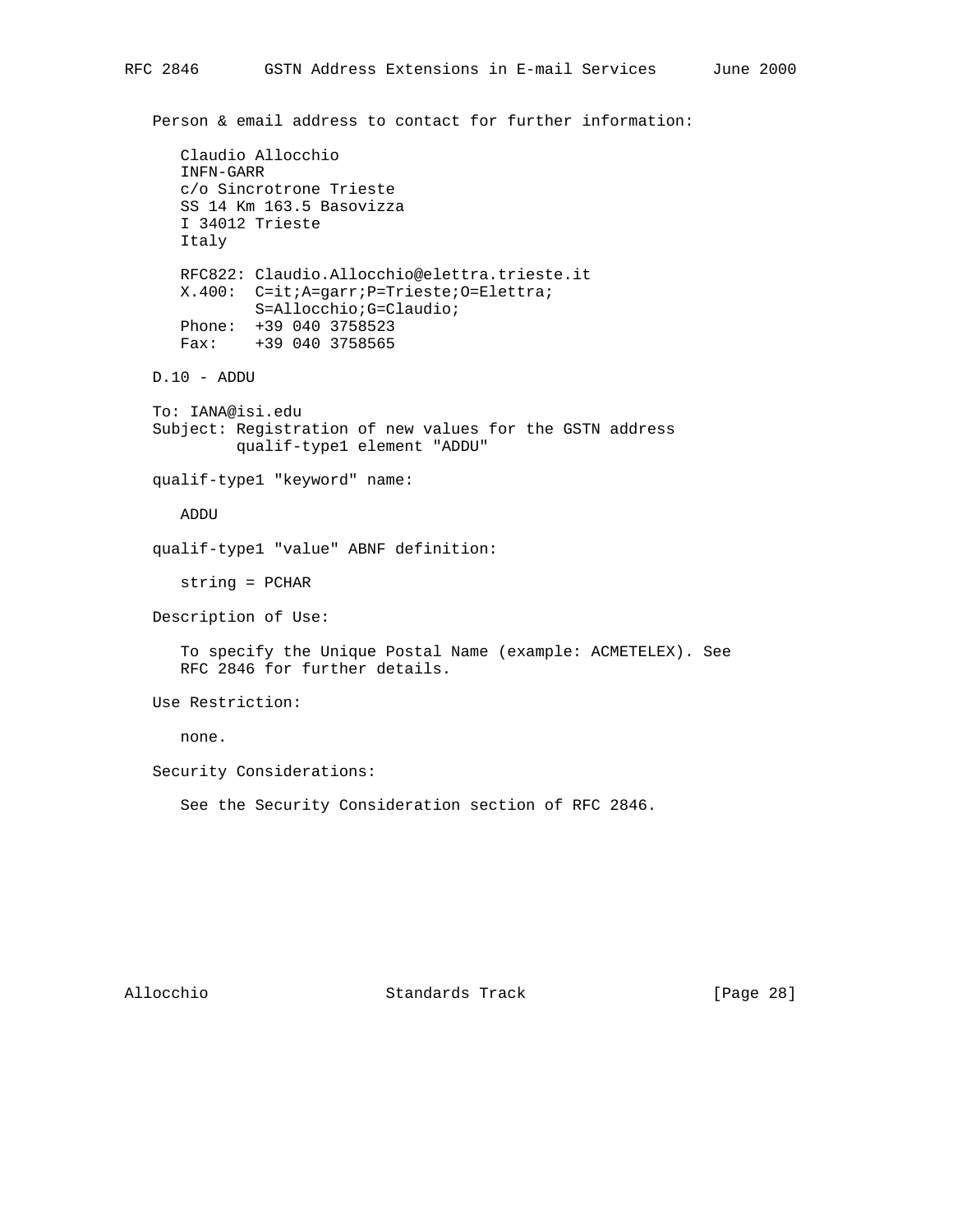Person & email address to contact for further information:

Claudio Allocchio
INFN-GARR
c/o Sincrotrone Trieste
SS 14 Km 163.5 Basovizza
I 34012 Trieste
Italy

RFC822: Claudio.Allocchio@elettra.trieste.it
X.400: C=it;A=garr;P=Trieste;O=Elettra;
S=Allocchio;G=Claudio;
Phone: +39 040 3758523
Fax: +39 040 3758565

D.10 - ADDU

To: IANA@isi.edu
Subject: Registration of new values for the GSTN address
qualif-type1 element "ADDU"

qualif-type1 "keyword" name:

ADDU

qualif-type1 "value" ABNF definition:

string = PCHAR

Description of Use:

To specify the Unique Postal Name (example: ACMETELEX). See
RFC 2846 for further details.

Use Restriction:

none.

Security Considerations:

See the Security Consideration section of RFC 2846.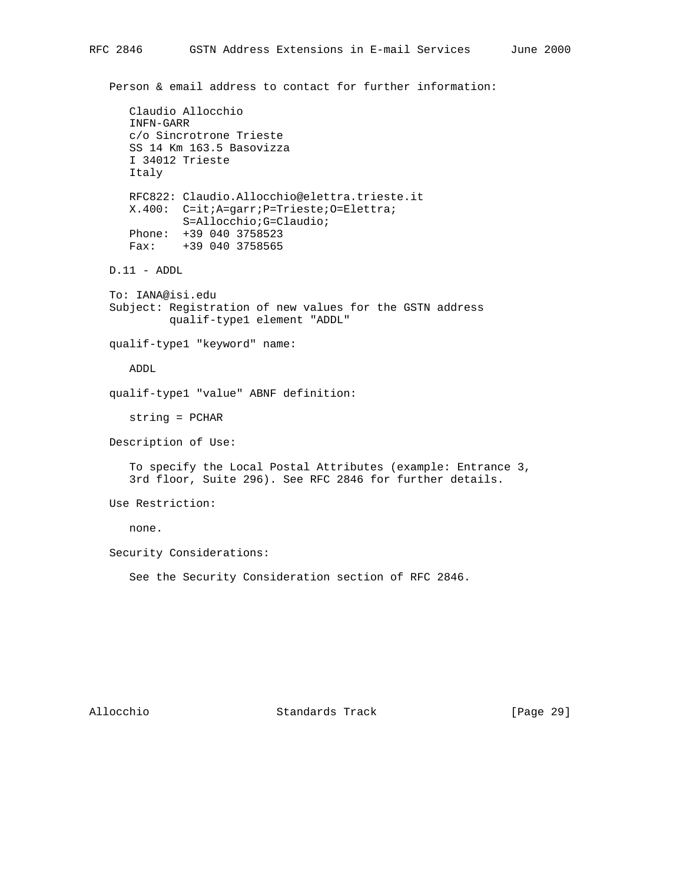Person & email address to contact for further information:

Claudio Allocchio
INFN-GARR
c/o Sincrotrone Trieste
SS 14 Km 163.5 Basovizza
I 34012 Trieste
Italy

RFC822: Claudio.Allocchio@elettra.trieste.it
X.400: C=it;A=garr;P=Trieste;O=Elettra;
S=Allocchio;G=Claudio;
Phone: +39 040 3758523
Fax: +39 040 3758565

## D.11 - ADDL

To: IANA@isi.edu
Subject: Registration of new values for the GSTN address
qualif-type1 element "ADDL"

qualif-type1 "keyword" name:

ADDL

qualif-type1 "value" ABNF definition:

```
string = PCHAR
```

Description of Use:

To specify the Local Postal Attributes (example: Entrance 3, 3rd floor, Suite 296). See RFC 2846 for further details.

Use Restriction:

none.

Security Considerations:

See the Security Consideration section of RFC 2846.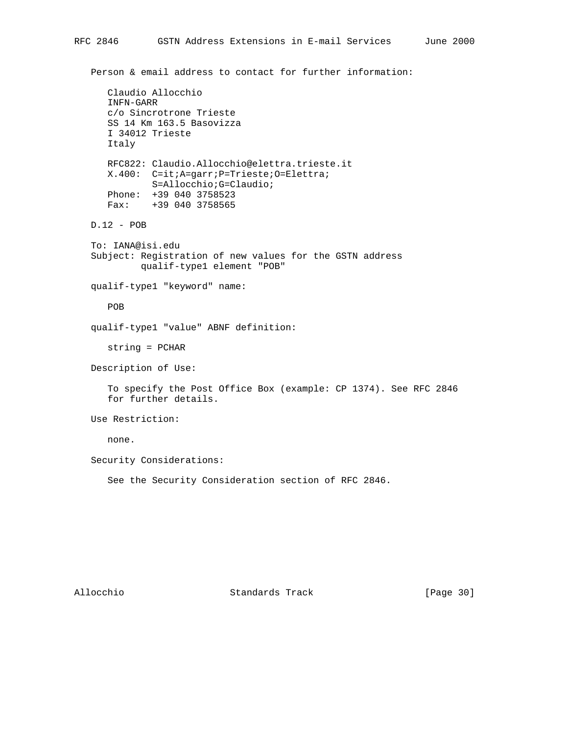Person & email address to contact for further information:

Claudio Allocchio
INFN-GARR
c/o Sincrotrone Trieste
SS 14 Km 163.5 Basovizza
I 34012 Trieste
Italy

RFC822: Claudio.Allocchio@elettra.trieste.it
X.400:  C=it;A=garr;P=Trieste;O=Elettra;
        S=Allocchio;G=Claudio;
Phone:  +39 040 3758523
Fax:    +39 040 3758565

D.12 - POB

To: IANA@isi.edu
Subject: Registration of new values for the GSTN address
         qualif-type1 element "POB"

qualif-type1 "keyword" name:

POB

qualif-type1 "value" ABNF definition:

string = PCHAR

Description of Use:

To specify the Post Office Box (example: CP 1374). See RFC 2846 for further details.

Use Restriction:

none.

Security Considerations:

See the Security Consideration section of RFC 2846.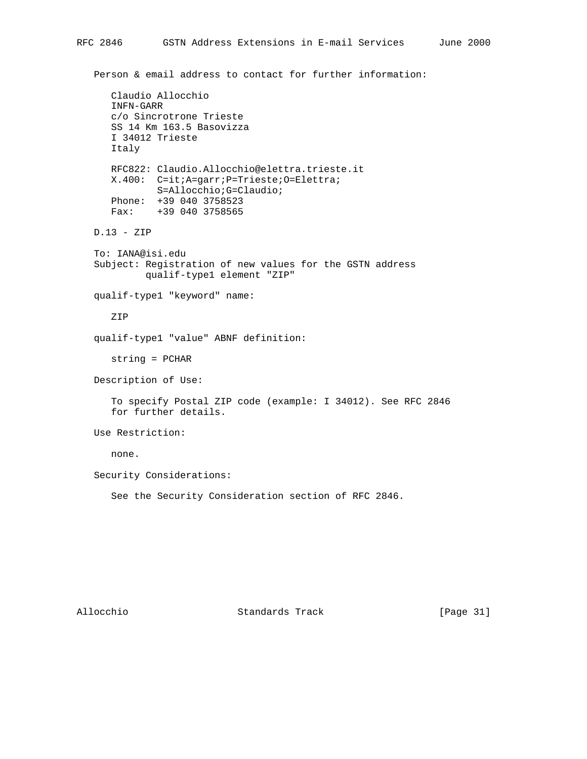Person & email address to contact for further information:

```
   Claudio Allocchio
   INFN-GARR
   c/o Sincrotrone Trieste
   SS 14 Km 163.5 Basovizza
   I 34012 Trieste
   Italy

   RFC822: Claudio.Allocchio@elettra.trieste.it
   X.400:  C=it;A=garr;P=Trieste;O=Elettra;
           S=Allocchio;G=Claudio;
   Phone:  +39 040 3758523
   Fax:    +39 040 3758565
```

D.13 - ZIP

To: IANA@isi.edu
Subject: Registration of new values for the GSTN address
         qualif-type1 element "ZIP"

qualif-type1 "keyword" name:

   ZIP

qualif-type1 "value" ABNF definition:

   string = PCHAR

Description of Use:

   To specify Postal ZIP code (example: I 34012). See RFC 2846
   for further details.

Use Restriction:

   none.

Security Considerations:

   See the Security Consideration section of RFC 2846.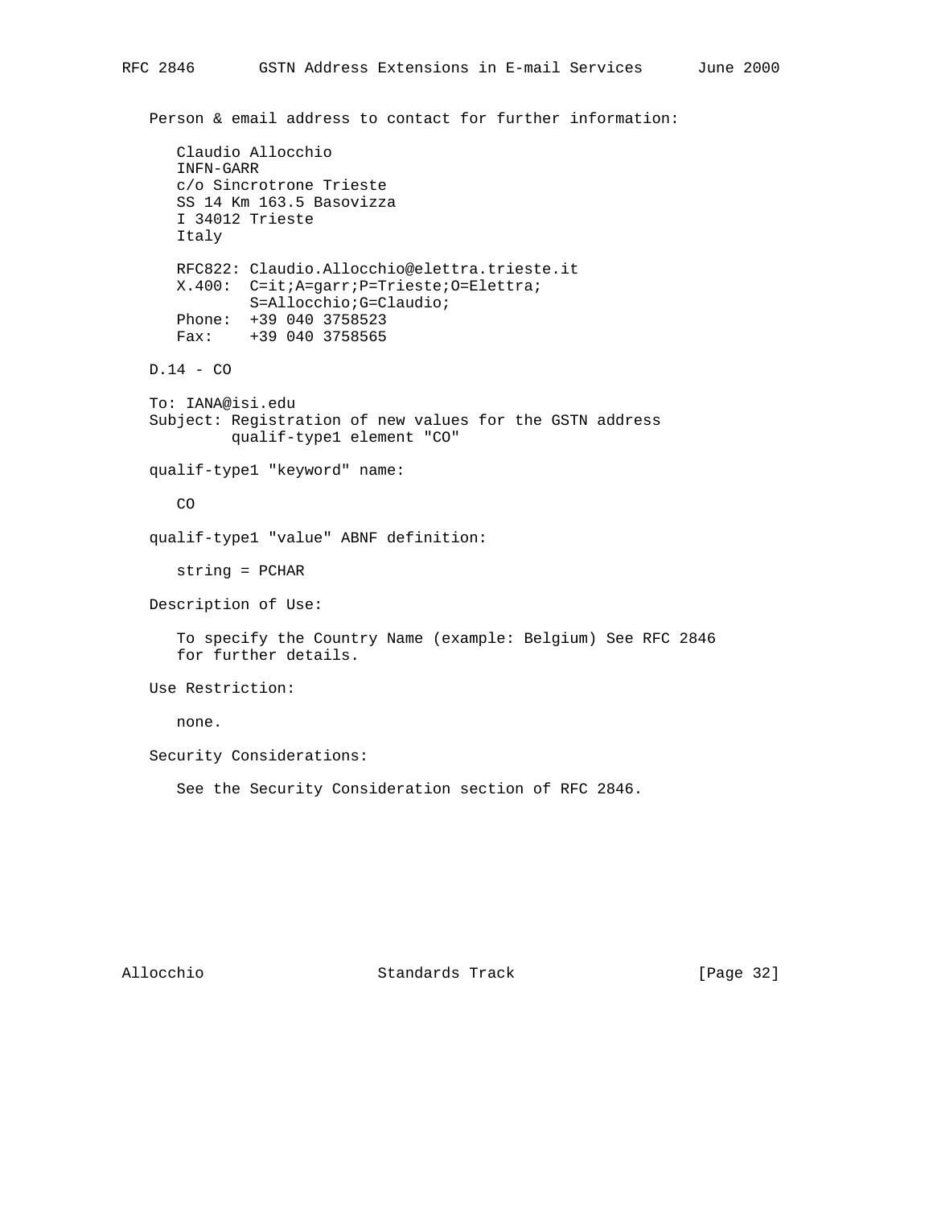Person & email address to contact for further information:

Claudio Allocchio
INFN-GARR
c/o Sincrotrone Trieste
SS 14 Km 163.5 Basovizza
I 34012 Trieste
Italy

RFC822: Claudio.Allocchio@elettra.trieste.it
X.400: C=it;A=garr;P=Trieste;O=Elettra;
S=Allocchio;G=Claudio;
Phone: +39 040 3758523
Fax: +39 040 3758565

D.14 - CO

To: IANA@isi.edu
Subject: Registration of new values for the GSTN address
qualif-type1 element "CO"

qualif-type1 "keyword" name:

CO

qualif-type1 "value" ABNF definition:

string = PCHAR

Description of Use:

To specify the Country Name (example: Belgium) See RFC 2846
for further details.

Use Restriction:

none.

Security Considerations:

See the Security Consideration section of RFC 2846.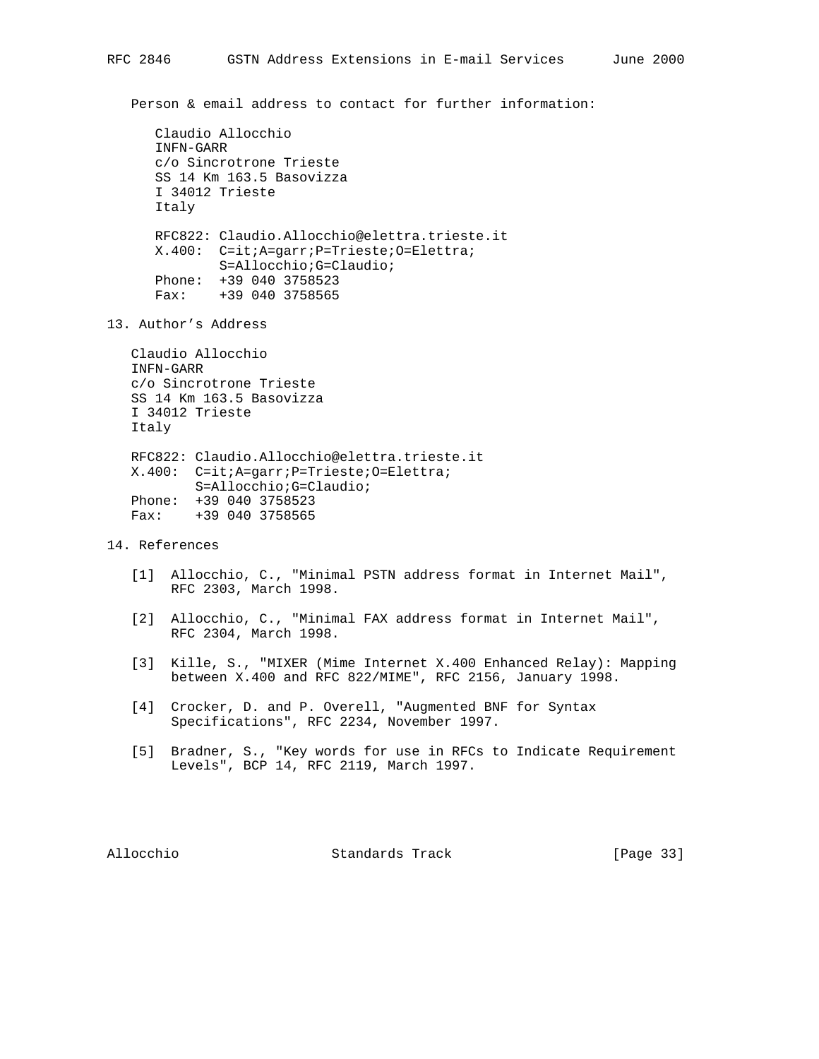Person & email address to contact for further information:

Claudio Allocchio
INFN-GARR
c/o Sincrotrone Trieste
SS 14 Km 163.5 Basovizza
I 34012 Trieste
Italy

RFC822: Claudio.Allocchio@elettra.trieste.it
X.400: C=it;A=garr;P=Trieste;O=Elettra;
S=Allocchio;G=Claudio;
Phone: +39 040 3758523
Fax: +39 040 3758565

## 13. Author's Address

Claudio Allocchio
INFN-GARR
c/o Sincrotrone Trieste
SS 14 Km 163.5 Basovizza
I 34012 Trieste
Italy

RFC822: Claudio.Allocchio@elettra.trieste.it
X.400: C=it;A=garr;P=Trieste;O=Elettra;
S=Allocchio;G=Claudio;
Phone: +39 040 3758523
Fax: +39 040 3758565

## 14. References

[1] Allocchio, C., "Minimal PSTN address format in Internet Mail", RFC 2303, March 1998.

[2] Allocchio, C., "Minimal FAX address format in Internet Mail", RFC 2304, March 1998.

[3] Kille, S., "MIXER (Mime Internet X.400 Enhanced Relay): Mapping between X.400 and RFC 822/MIME", RFC 2156, January 1998.

[4] Crocker, D. and P. Overell, "Augmented BNF for Syntax Specifications", RFC 2234, November 1997.

[5] Bradner, S., "Key words for use in RFCs to Indicate Requirement Levels", BCP 14, RFC 2119, March 1997.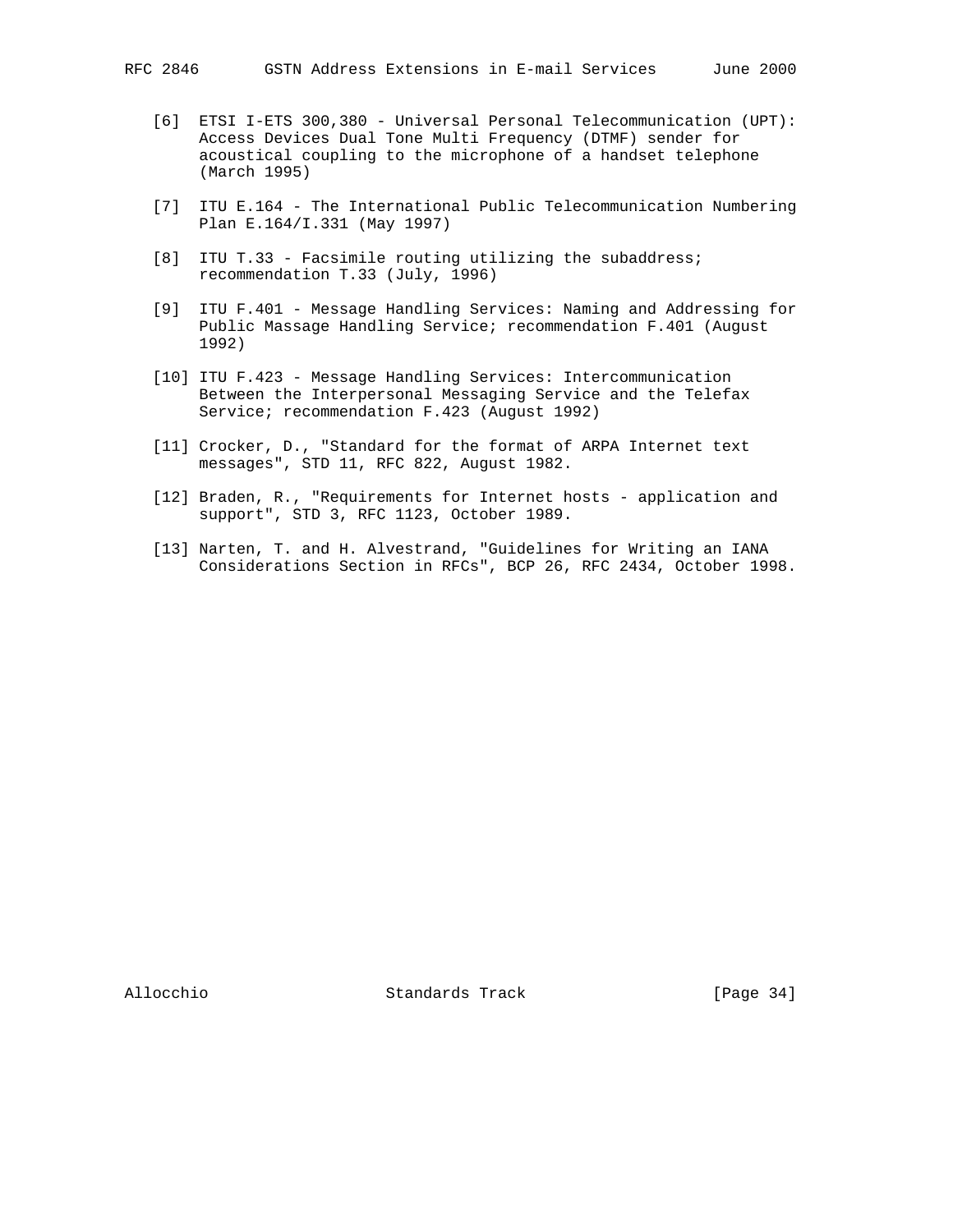[6] ETSI I-ETS 300,380 - Universal Personal Telecommunication (UPT): Access Devices Dual Tone Multi Frequency (DTMF) sender for acoustical coupling to the microphone of a handset telephone (March 1995)

[7] ITU E.164 - The International Public Telecommunication Numbering Plan E.164/I.331 (May 1997)

[8] ITU T.33 - Facsimile routing utilizing the subaddress; recommendation T.33 (July, 1996)

[9] ITU F.401 - Message Handling Services: Naming and Addressing for Public Massage Handling Service; recommendation F.401 (August 1992)

[10] ITU F.423 - Message Handling Services: Intercommunication Between the Interpersonal Messaging Service and the Telefax Service; recommendation F.423 (August 1992)

[11] Crocker, D., "Standard for the format of ARPA Internet text messages", STD 11, RFC 822, August 1982.

[12] Braden, R., "Requirements for Internet hosts - application and support", STD 3, RFC 1123, October 1989.

[13] Narten, T. and H. Alvestrand, "Guidelines for Writing an IANA Considerations Section in RFCs", BCP 26, RFC 2434, October 1998.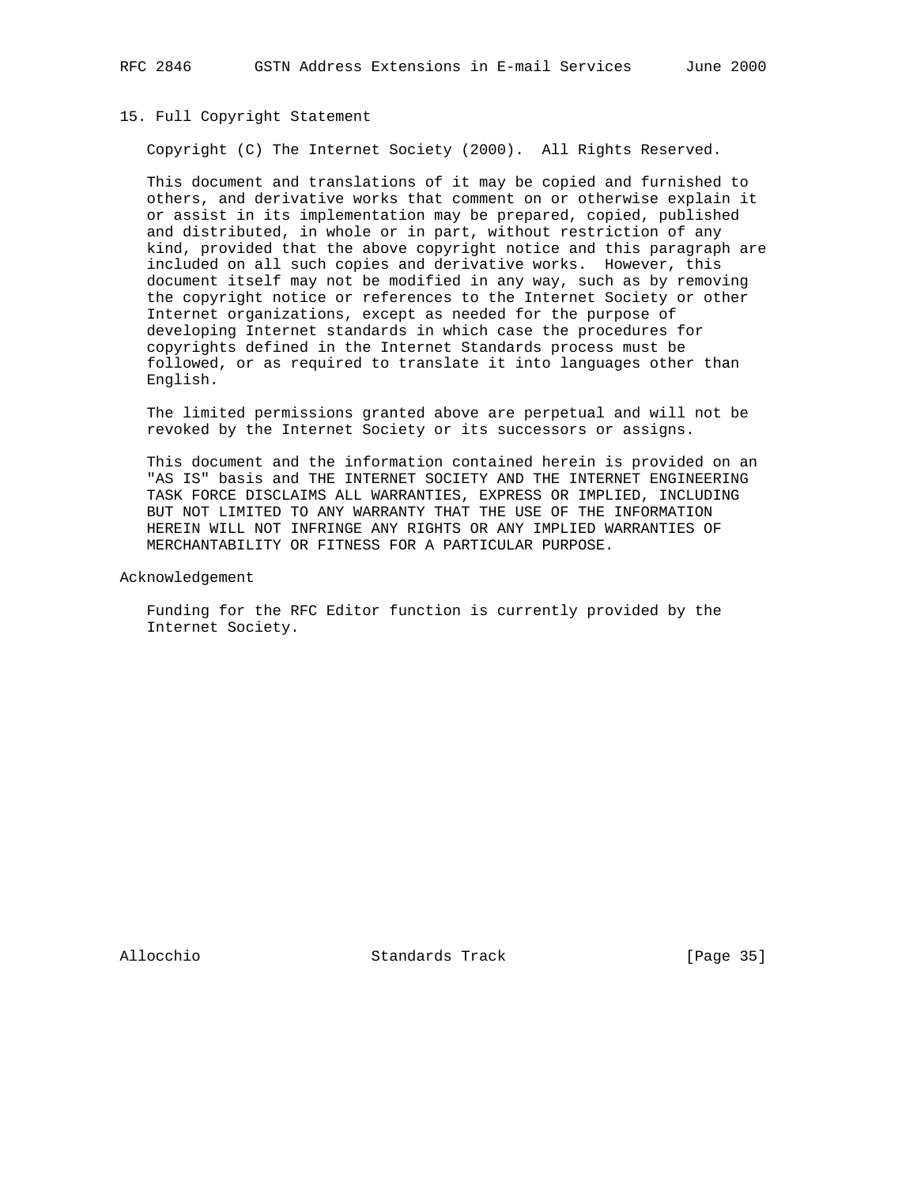## 15. Full Copyright Statement

Copyright (C) The Internet Society (2000). All Rights Reserved.

This document and translations of it may be copied and furnished to others, and derivative works that comment on or otherwise explain it or assist in its implementation may be prepared, copied, published and distributed, in whole or in part, without restriction of any kind, provided that the above copyright notice and this paragraph are included on all such copies and derivative works. However, this document itself may not be modified in any way, such as by removing the copyright notice or references to the Internet Society or other Internet organizations, except as needed for the purpose of developing Internet standards in which case the procedures for copyrights defined in the Internet Standards process must be followed, or as required to translate it into languages other than English.

The limited permissions granted above are perpetual and will not be revoked by the Internet Society or its successors or assigns.

This document and the information contained herein is provided on an "AS IS" basis and THE INTERNET SOCIETY AND THE INTERNET ENGINEERING TASK FORCE DISCLAIMS ALL WARRANTIES, EXPRESS OR IMPLIED, INCLUDING BUT NOT LIMITED TO ANY WARRANTY THAT THE USE OF THE INFORMATION HEREIN WILL NOT INFRINGE ANY RIGHTS OR ANY IMPLIED WARRANTIES OF MERCHANTABILITY OR FITNESS FOR A PARTICULAR PURPOSE.

## Acknowledgement

Funding for the RFC Editor function is currently provided by the Internet Society.